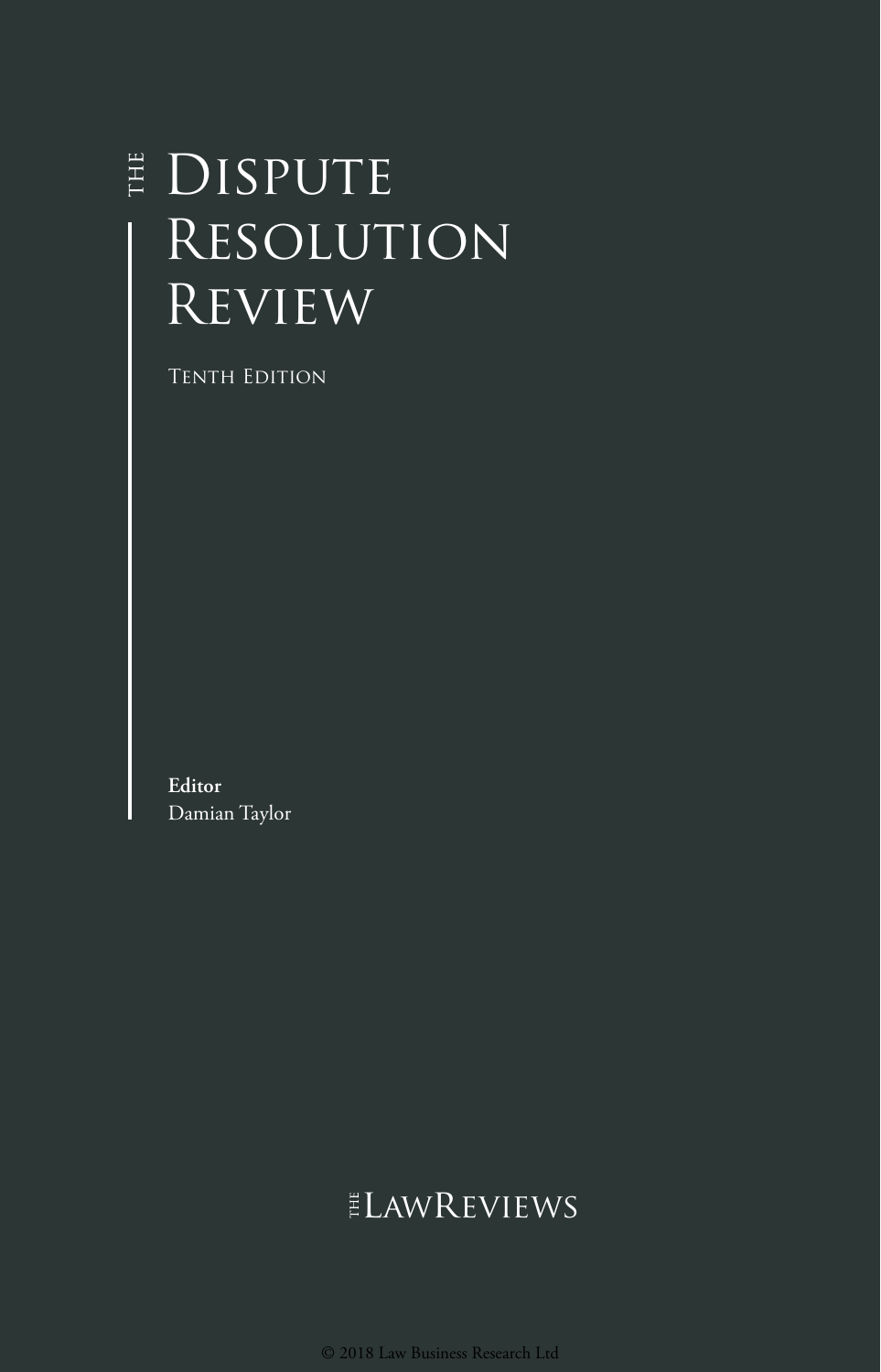# THE DISPUTE RESOLUTION REVIEW

TENTH EDITION

**Editor**
Damian Taylor

THE LAWREVIEWS

© 2018 Law Business Research Ltd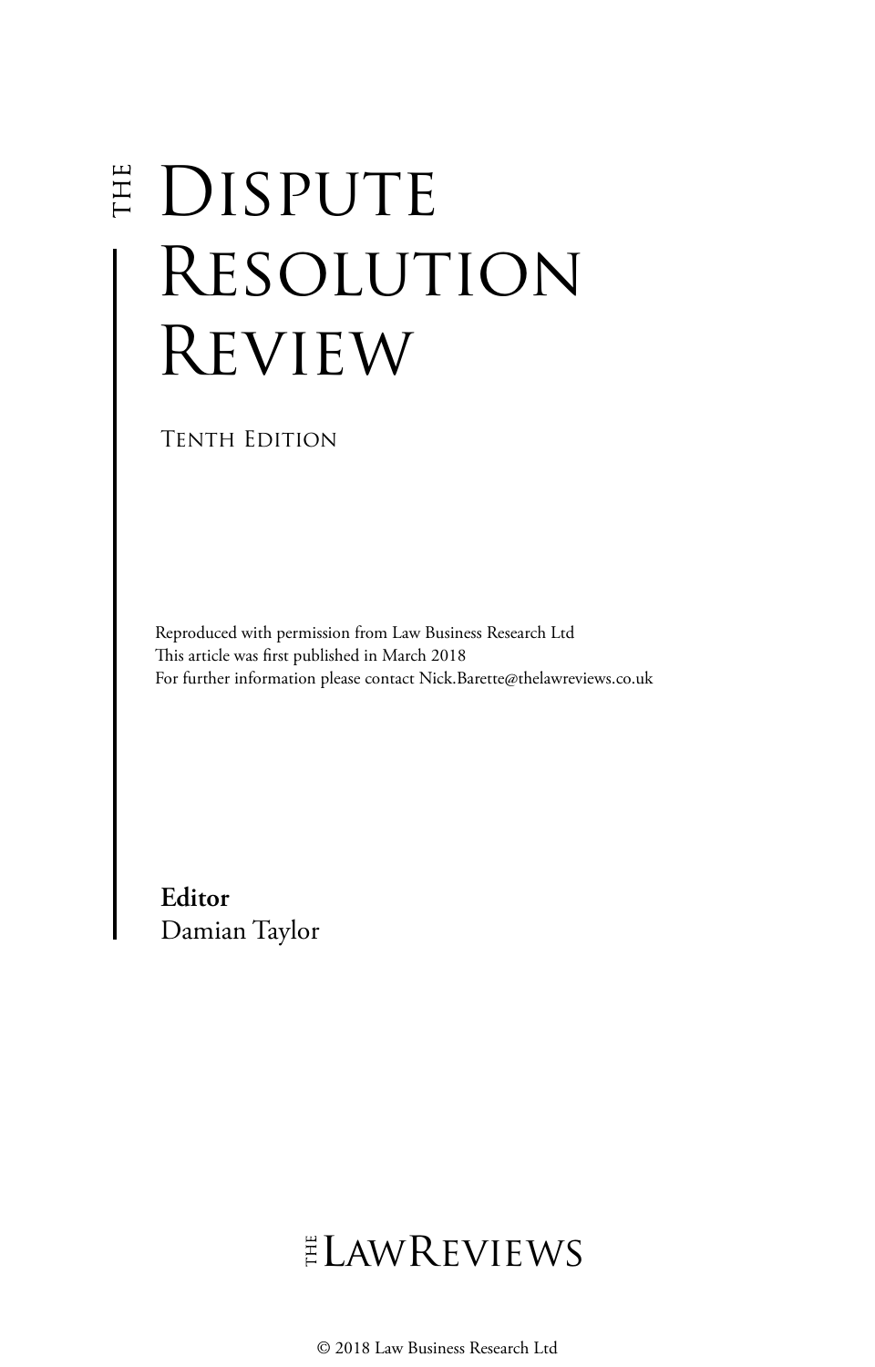# The Dispute Resolution Review

Tenth Edition

Reproduced with permission from Law Business Research Ltd
This article was first published in March 2018
For further information please contact Nick.Barette@thelawreviews.co.uk

**Editor**
Damian Taylor

The LawReviews

© 2018 Law Business Research Ltd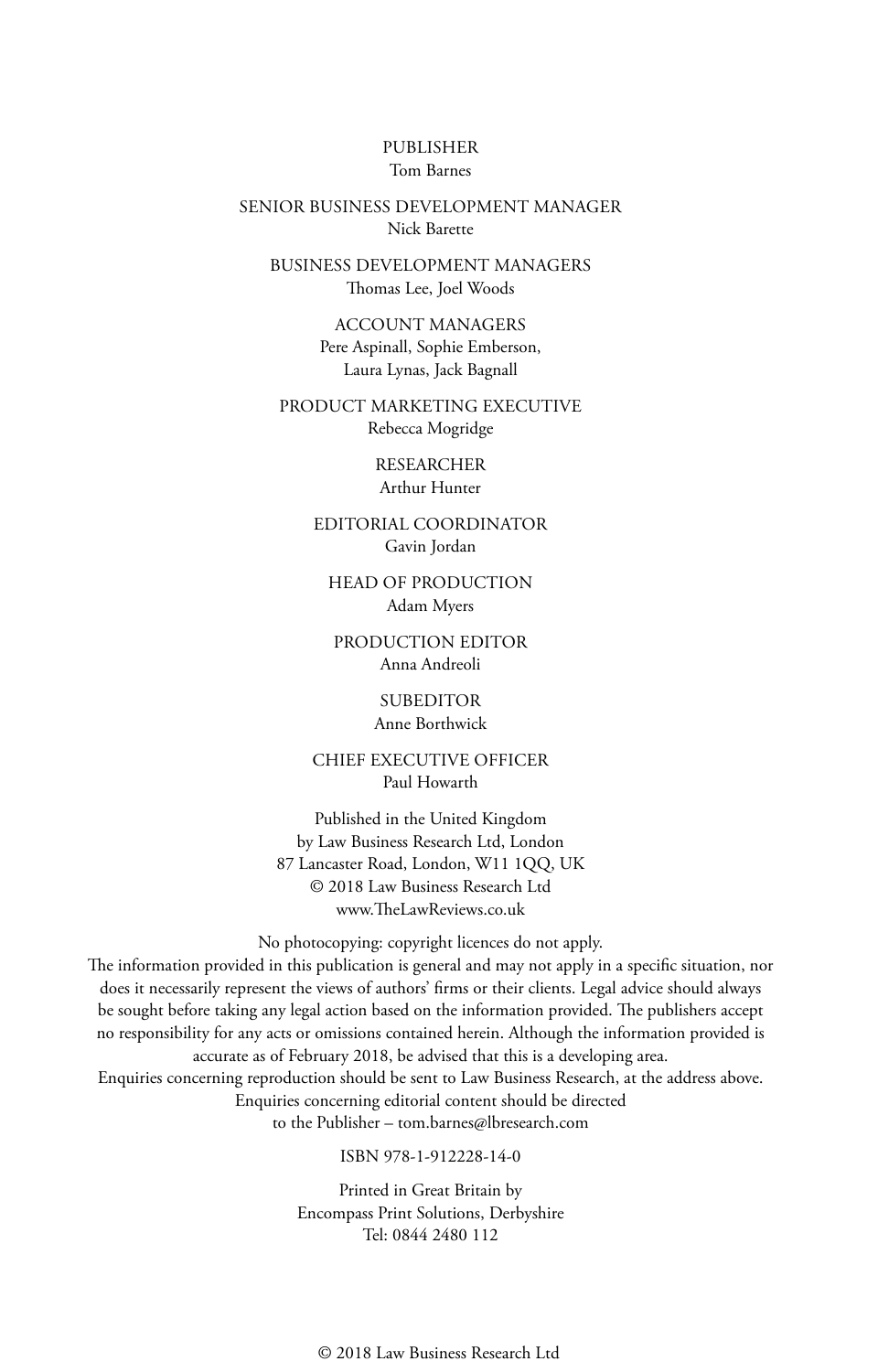PUBLISHER
Tom Barnes

SENIOR BUSINESS DEVELOPMENT MANAGER
Nick Barette

BUSINESS DEVELOPMENT MANAGERS
Thomas Lee, Joel Woods

ACCOUNT MANAGERS
Pere Aspinall, Sophie Emberson,
Laura Lynas, Jack Bagnall

PRODUCT MARKETING EXECUTIVE
Rebecca Mogridge

RESEARCHER
Arthur Hunter

EDITORIAL COORDINATOR
Gavin Jordan

HEAD OF PRODUCTION
Adam Myers

PRODUCTION EDITOR
Anna Andreoli

SUBEDITOR
Anne Borthwick

CHIEF EXECUTIVE OFFICER
Paul Howarth

Published in the United Kingdom
by Law Business Research Ltd, London
87 Lancaster Road, London, W11 1QQ, UK
© 2018 Law Business Research Ltd
www.TheLawReviews.co.uk

No photocopying: copyright licences do not apply.
The information provided in this publication is general and may not apply in a specific situation, nor does it necessarily represent the views of authors' firms or their clients. Legal advice should always be sought before taking any legal action based on the information provided. The publishers accept no responsibility for any acts or omissions contained herein. Although the information provided is accurate as of February 2018, be advised that this is a developing area.
Enquiries concerning reproduction should be sent to Law Business Research, at the address above.
Enquiries concerning editorial content should be directed
to the Publisher – tom.barnes@lbresearch.com

ISBN 978-1-912228-14-0

Printed in Great Britain by
Encompass Print Solutions, Derbyshire
Tel: 0844 2480 112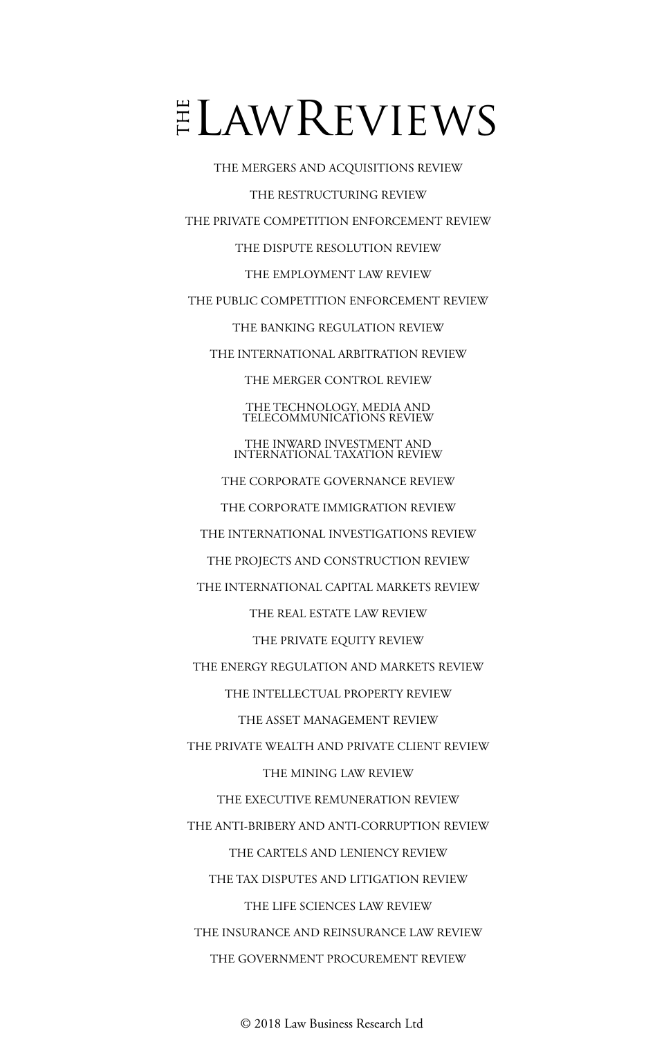# THE LAW REVIEWS

THE MERGERS AND ACQUISITIONS REVIEW

THE RESTRUCTURING REVIEW

THE PRIVATE COMPETITION ENFORCEMENT REVIEW

THE DISPUTE RESOLUTION REVIEW

THE EMPLOYMENT LAW REVIEW

THE PUBLIC COMPETITION ENFORCEMENT REVIEW

THE BANKING REGULATION REVIEW

THE INTERNATIONAL ARBITRATION REVIEW

THE MERGER CONTROL REVIEW

THE TECHNOLOGY, MEDIA AND TELECOMMUNICATIONS REVIEW

THE INWARD INVESTMENT AND INTERNATIONAL TAXATION REVIEW

THE CORPORATE GOVERNANCE REVIEW

THE CORPORATE IMMIGRATION REVIEW

THE INTERNATIONAL INVESTIGATIONS REVIEW

THE PROJECTS AND CONSTRUCTION REVIEW

THE INTERNATIONAL CAPITAL MARKETS REVIEW

THE REAL ESTATE LAW REVIEW

THE PRIVATE EQUITY REVIEW

THE ENERGY REGULATION AND MARKETS REVIEW

THE INTELLECTUAL PROPERTY REVIEW

THE ASSET MANAGEMENT REVIEW

THE PRIVATE WEALTH AND PRIVATE CLIENT REVIEW

THE MINING LAW REVIEW

THE EXECUTIVE REMUNERATION REVIEW

THE ANTI-BRIBERY AND ANTI-CORRUPTION REVIEW

THE CARTELS AND LENIENCY REVIEW

THE TAX DISPUTES AND LITIGATION REVIEW

THE LIFE SCIENCES LAW REVIEW

THE INSURANCE AND REINSURANCE LAW REVIEW

THE GOVERNMENT PROCUREMENT REVIEW

© 2018 Law Business Research Ltd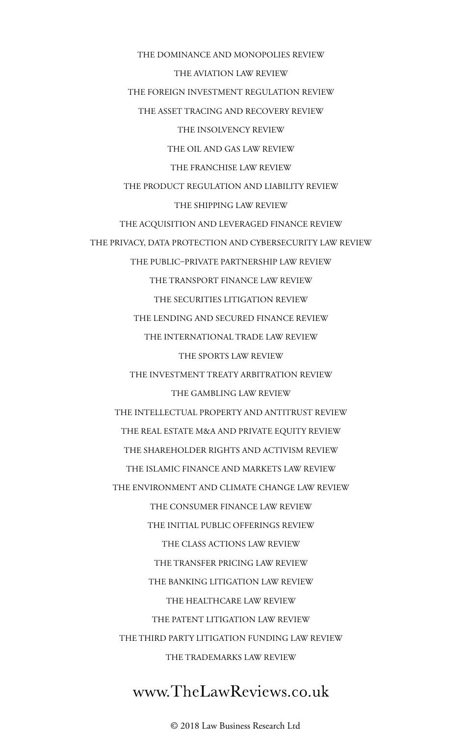THE DOMINANCE AND MONOPOLIES REVIEW

THE AVIATION LAW REVIEW

THE FOREIGN INVESTMENT REGULATION REVIEW

THE ASSET TRACING AND RECOVERY REVIEW

THE INSOLVENCY REVIEW

THE OIL AND GAS LAW REVIEW

THE FRANCHISE LAW REVIEW

THE PRODUCT REGULATION AND LIABILITY REVIEW

THE SHIPPING LAW REVIEW

THE ACQUISITION AND LEVERAGED FINANCE REVIEW

THE PRIVACY, DATA PROTECTION AND CYBERSECURITY LAW REVIEW

THE PUBLIC–PRIVATE PARTNERSHIP LAW REVIEW

THE TRANSPORT FINANCE LAW REVIEW

THE SECURITIES LITIGATION REVIEW

THE LENDING AND SECURED FINANCE REVIEW

THE INTERNATIONAL TRADE LAW REVIEW

THE SPORTS LAW REVIEW

THE INVESTMENT TREATY ARBITRATION REVIEW

THE GAMBLING LAW REVIEW

THE INTELLECTUAL PROPERTY AND ANTITRUST REVIEW

THE REAL ESTATE M&A AND PRIVATE EQUITY REVIEW

THE SHAREHOLDER RIGHTS AND ACTIVISM REVIEW

THE ISLAMIC FINANCE AND MARKETS LAW REVIEW

THE ENVIRONMENT AND CLIMATE CHANGE LAW REVIEW

THE CONSUMER FINANCE LAW REVIEW

THE INITIAL PUBLIC OFFERINGS REVIEW

THE CLASS ACTIONS LAW REVIEW

THE TRANSFER PRICING LAW REVIEW

THE BANKING LITIGATION LAW REVIEW

THE HEALTHCARE LAW REVIEW

THE PATENT LITIGATION LAW REVIEW

THE THIRD PARTY LITIGATION FUNDING LAW REVIEW

THE TRADEMARKS LAW REVIEW

www.TheLawReviews.co.uk

© 2018 Law Business Research Ltd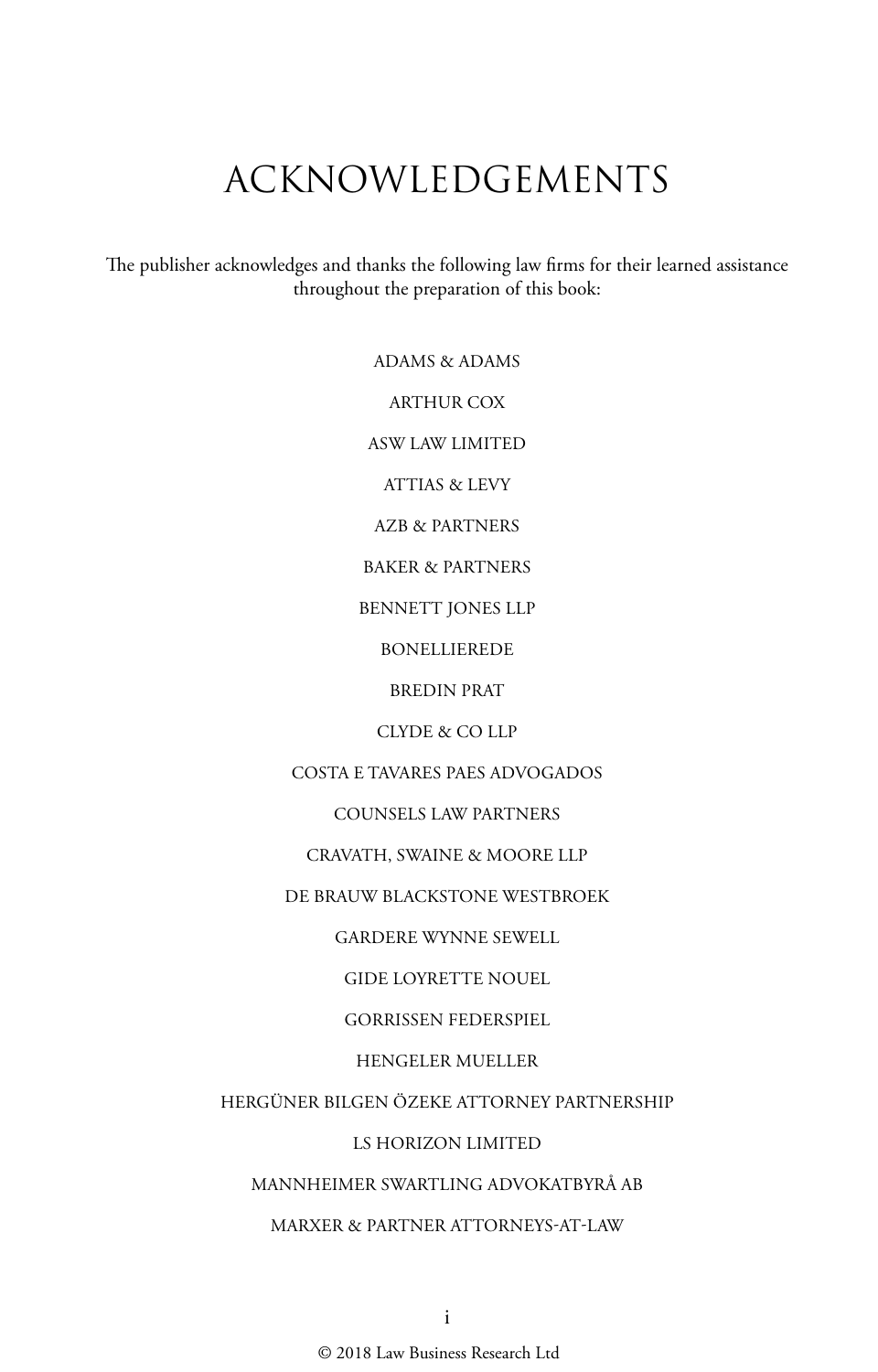# ACKNOWLEDGEMENTS

The publisher acknowledges and thanks the following law firms for their learned assistance throughout the preparation of this book:

ADAMS & ADAMS

ARTHUR COX

ASW LAW LIMITED

ATTIAS & LEVY

AZB & PARTNERS

BAKER & PARTNERS

BENNETT JONES LLP

BONELLIEREDE

BREDIN PRAT

CLYDE & CO LLP

COSTA E TAVARES PAES ADVOGADOS

COUNSELS LAW PARTNERS

CRAVATH, SWAINE & MOORE LLP

DE BRAUW BLACKSTONE WESTBROEK

GARDERE WYNNE SEWELL

GIDE LOYRETTE NOUEL

GORRISSEN FEDERSPIEL

HENGELER MUELLER

HERGÜNER BILGEN ÖZEKE ATTORNEY PARTNERSHIP

LS HORIZON LIMITED

MANNHEIMER SWARTLING ADVOKATBYRÅ AB

MARXER & PARTNER ATTORNEYS-AT-LAW

© 2018 Law Business Research Ltd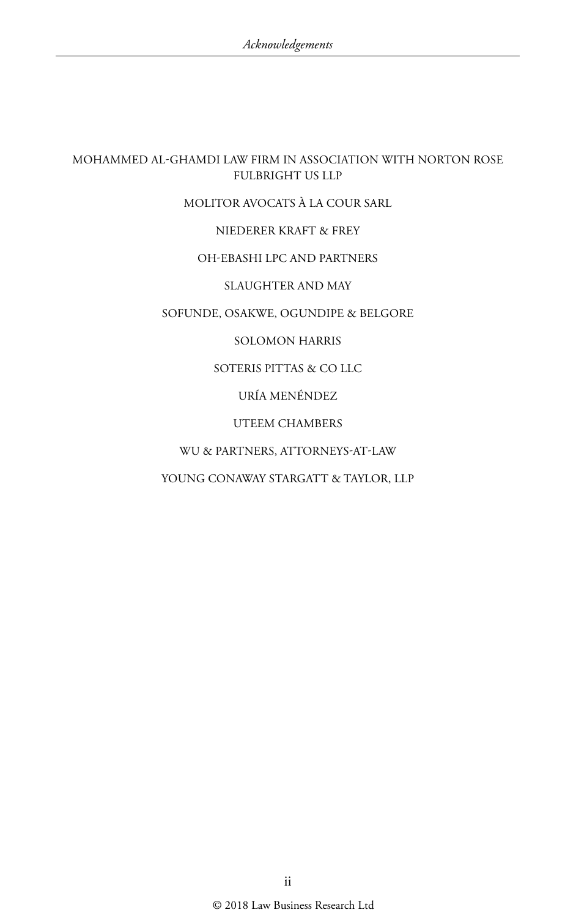MOHAMMED AL-GHAMDI LAW FIRM IN ASSOCIATION WITH NORTON ROSE FULBRIGHT US LLP

MOLITOR AVOCATS À LA COUR SARL

NIEDERER KRAFT & FREY

OH-EBASHI LPC AND PARTNERS

SLAUGHTER AND MAY

SOFUNDE, OSAKWE, OGUNDIPE & BELGORE

SOLOMON HARRIS

SOTERIS PITTAS & CO LLC

URÍA MENÉNDEZ

UTEEM CHAMBERS

WU & PARTNERS, ATTORNEYS-AT-LAW

YOUNG CONAWAY STARGATT & TAYLOR, LLP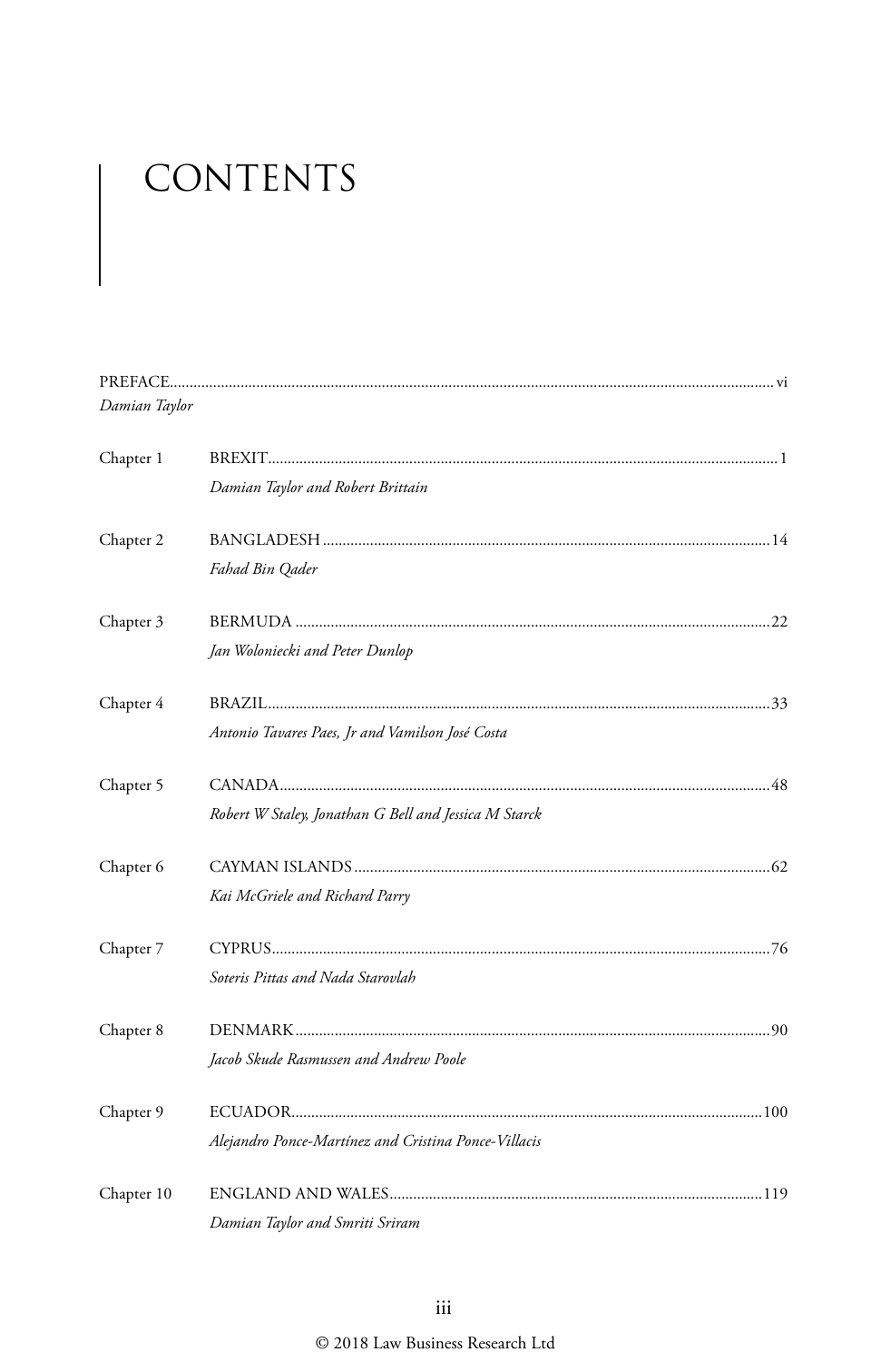# CONTENTS

PREFACE ........ vi
*Damian Taylor*

Chapter 1 BREXIT ........ 1
*Damian Taylor and Robert Brittain*

Chapter 2 BANGLADESH ........ 14
*Fahad Bin Qader*

Chapter 3 BERMUDA ........ 22
*Jan Woloniecki and Peter Dunlop*

Chapter 4 BRAZIL ........ 33
*Antonio Tavares Paes, Jr and Vamilson José Costa*

Chapter 5 CANADA ........ 48
*Robert W Staley, Jonathan G Bell and Jessica M Starck*

Chapter 6 CAYMAN ISLANDS ........ 62
*Kai McGriele and Richard Parry*

Chapter 7 CYPRUS ........ 76
*Soteris Pittas and Nada Starovlah*

Chapter 8 DENMARK ........ 90
*Jacob Skude Rasmussen and Andrew Poole*

Chapter 9 ECUADOR ........ 100
*Alejandro Ponce-Martínez and Cristina Ponce-Villacis*

Chapter 10 ENGLAND AND WALES ........ 119
*Damian Taylor and Smriti Sriram*

© 2018 Law Business Research Ltd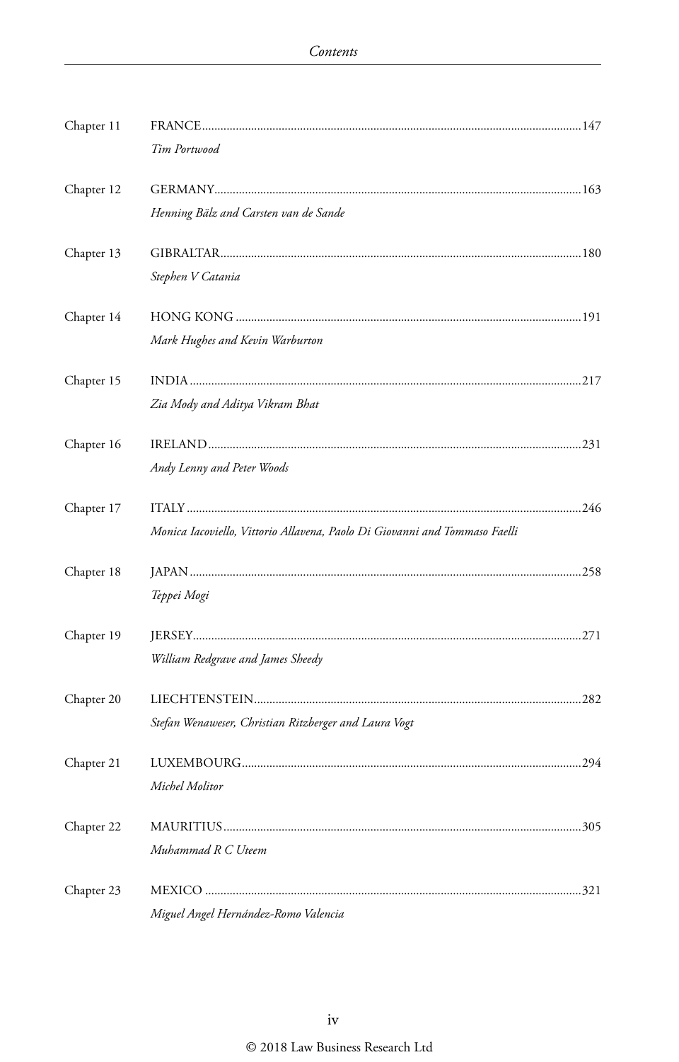| | |
|---|---|
| Chapter 11 | FRANCE........................................................147<br>*Tim Portwood* |
| Chapter 12 | GERMANY........................................................163<br>*Henning Bälz and Carsten van de Sande* |
| Chapter 13 | GIBRALTAR........................................................180<br>*Stephen V Catania* |
| Chapter 14 | HONG KONG........................................................191<br>*Mark Hughes and Kevin Warburton* |
| Chapter 15 | INDIA........................................................217<br>*Zia Mody and Aditya Vikram Bhat* |
| Chapter 16 | IRELAND........................................................231<br>*Andy Lenny and Peter Woods* |
| Chapter 17 | ITALY........................................................246<br>*Monica Iacoviello, Vittorio Allavena, Paolo Di Giovanni and Tommaso Faelli* |
| Chapter 18 | JAPAN........................................................258<br>*Teppei Mogi* |
| Chapter 19 | JERSEY........................................................271<br>*William Redgrave and James Sheedy* |
| Chapter 20 | LIECHTENSTEIN........................................................282<br>*Stefan Wenaweser, Christian Ritzberger and Laura Vogt* |
| Chapter 21 | LUXEMBOURG........................................................294<br>*Michel Molitor* |
| Chapter 22 | MAURITIUS........................................................305<br>*Muhammad R C Uteem* |
| Chapter 23 | MEXICO........................................................321<br>*Miguel Angel Hernández-Romo Valencia* |

© 2018 Law Business Research Ltd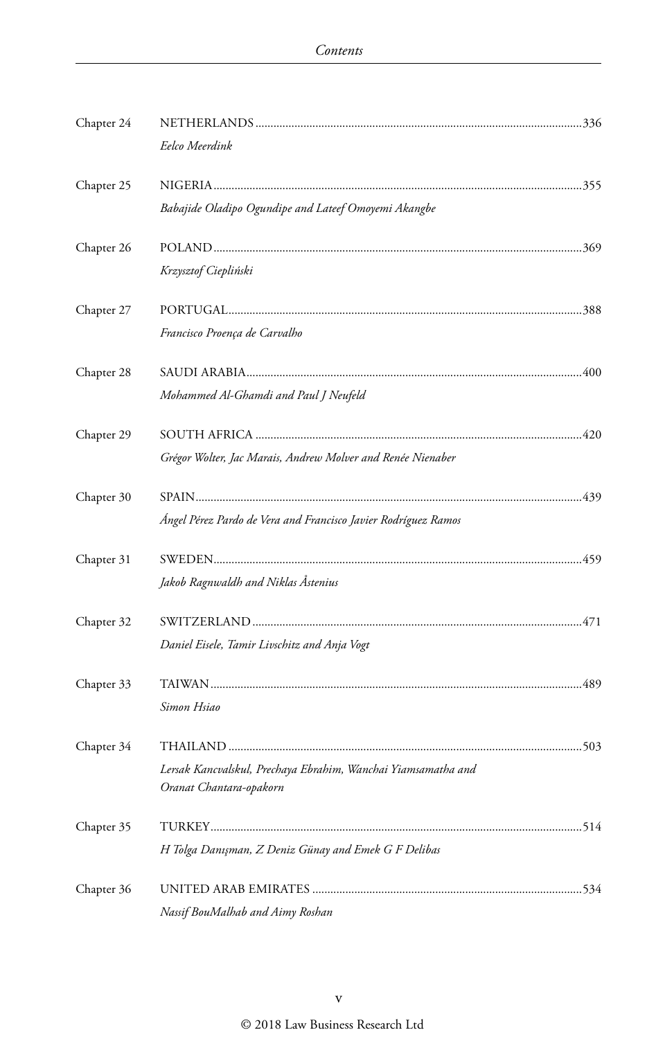Chapter 24 NETHERLANDS ... 336

*Eelco Meerdink*

Chapter 25 NIGERIA ... 355

*Babajide Oladipo Ogundipe and Lateef Omoyemi Akangbe*

Chapter 26 POLAND ... 369

*Krzysztof Ciepliński*

Chapter 27 PORTUGAL ... 388

*Francisco Proença de Carvalho*

Chapter 28 SAUDI ARABIA ... 400

*Mohammed Al-Ghamdi and Paul J Neufeld*

Chapter 29 SOUTH AFRICA ... 420

*Grégor Wolter, Jac Marais, Andrew Molver and Renée Nienaber*

Chapter 30 SPAIN ... 439

*Ángel Pérez Pardo de Vera and Francisco Javier Rodríguez Ramos*

Chapter 31 SWEDEN ... 459

*Jakob Ragnwaldh and Niklas Åstenius*

Chapter 32 SWITZERLAND ... 471

*Daniel Eisele, Tamir Livschitz and Anja Vogt*

Chapter 33 TAIWAN ... 489

*Simon Hsiao*

Chapter 34 THAILAND ... 503

*Lersak Kancvalskul, Prechaya Ebrahim, Wanchai Yiamsamatha and Oranat Chantara-opakorn*

Chapter 35 TURKEY ... 514

*H Tolga Danışman, Z Deniz Günay and Emek G F Delibas*

Chapter 36 UNITED ARAB EMIRATES ... 534

*Nassif BouMalhab and Aimy Roshan*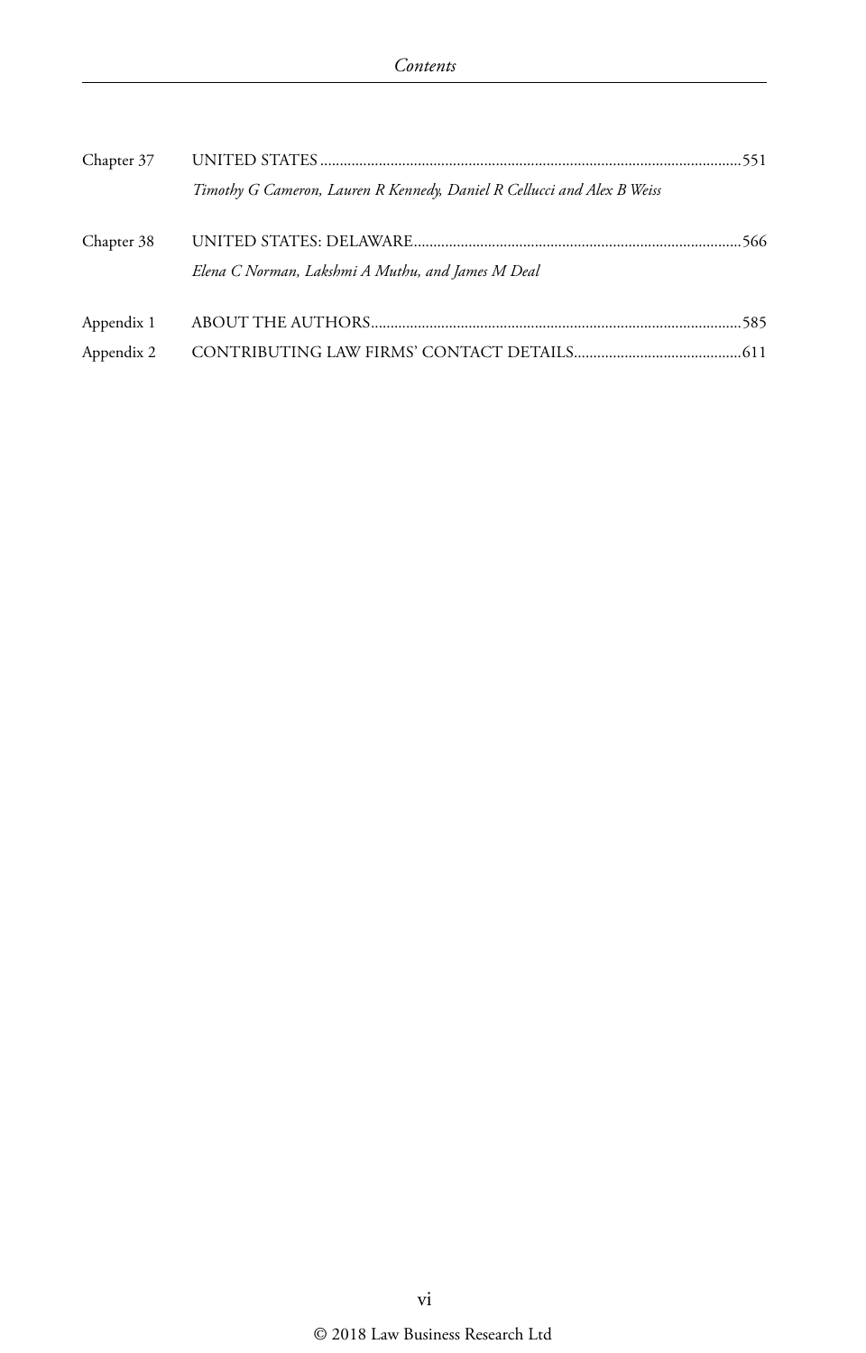Chapter 37 UNITED STATES ....................................................................................................551

*Timothy G Cameron, Lauren R Kennedy, Daniel R Cellucci and Alex B Weiss*

Chapter 38 UNITED STATES: DELAWARE..................................................................................566

*Elena C Norman, Lakshmi A Muthu, and James M Deal*

Appendix 1 ABOUT THE AUTHORS.............................................................................................585

Appendix 2 CONTRIBUTING LAW FIRMS' CONTACT DETAILS..........................................611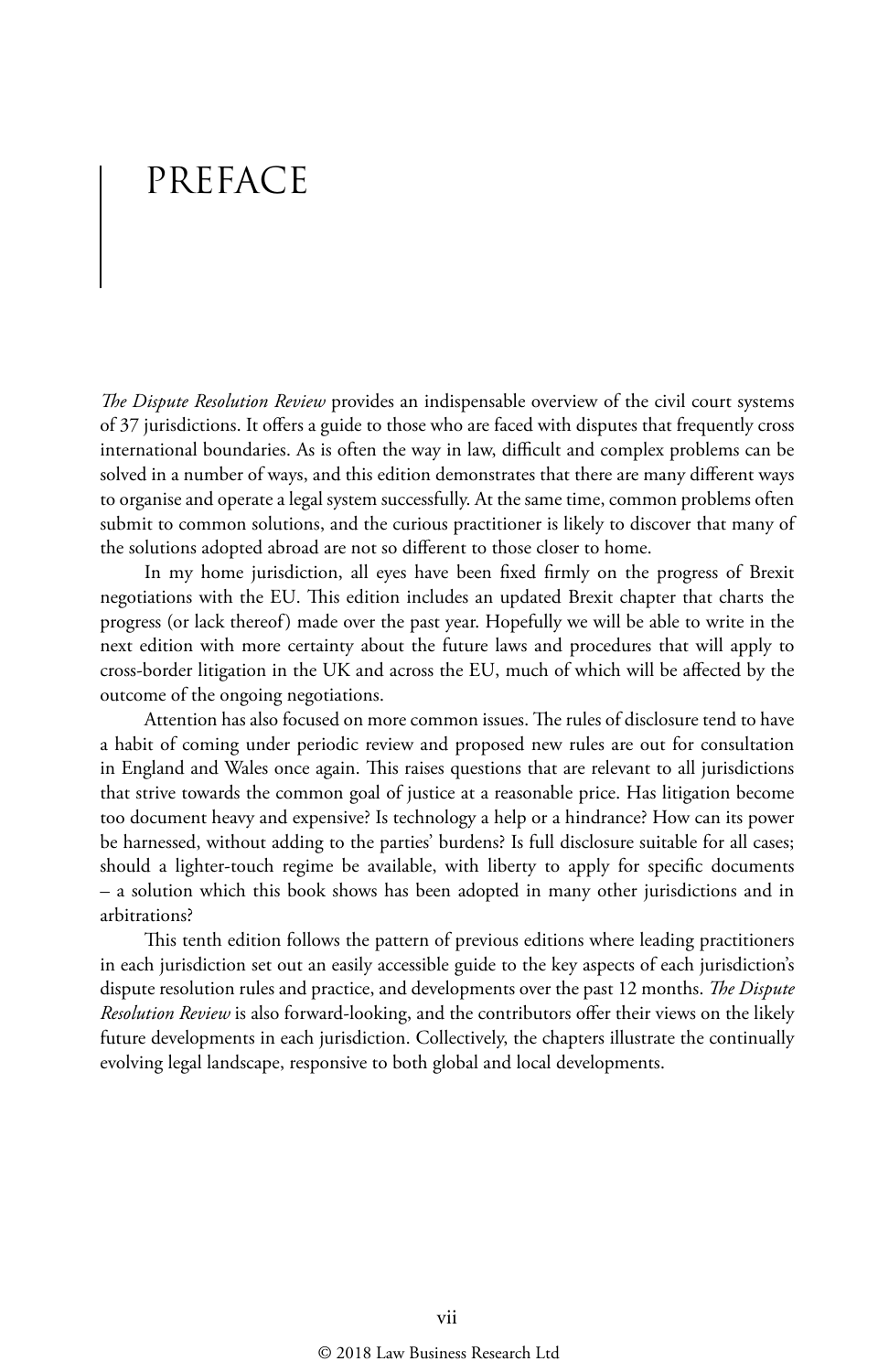# PREFACE

*The Dispute Resolution Review* provides an indispensable overview of the civil court systems of 37 jurisdictions. It offers a guide to those who are faced with disputes that frequently cross international boundaries. As is often the way in law, difficult and complex problems can be solved in a number of ways, and this edition demonstrates that there are many different ways to organise and operate a legal system successfully. At the same time, common problems often submit to common solutions, and the curious practitioner is likely to discover that many of the solutions adopted abroad are not so different to those closer to home.

In my home jurisdiction, all eyes have been fixed firmly on the progress of Brexit negotiations with the EU. This edition includes an updated Brexit chapter that charts the progress (or lack thereof) made over the past year. Hopefully we will be able to write in the next edition with more certainty about the future laws and procedures that will apply to cross-border litigation in the UK and across the EU, much of which will be affected by the outcome of the ongoing negotiations.

Attention has also focused on more common issues. The rules of disclosure tend to have a habit of coming under periodic review and proposed new rules are out for consultation in England and Wales once again. This raises questions that are relevant to all jurisdictions that strive towards the common goal of justice at a reasonable price. Has litigation become too document heavy and expensive? Is technology a help or a hindrance? How can its power be harnessed, without adding to the parties' burdens? Is full disclosure suitable for all cases; should a lighter-touch regime be available, with liberty to apply for specific documents – a solution which this book shows has been adopted in many other jurisdictions and in arbitrations?

This tenth edition follows the pattern of previous editions where leading practitioners in each jurisdiction set out an easily accessible guide to the key aspects of each jurisdiction's dispute resolution rules and practice, and developments over the past 12 months. *The Dispute Resolution Review* is also forward-looking, and the contributors offer their views on the likely future developments in each jurisdiction. Collectively, the chapters illustrate the continually evolving legal landscape, responsive to both global and local developments.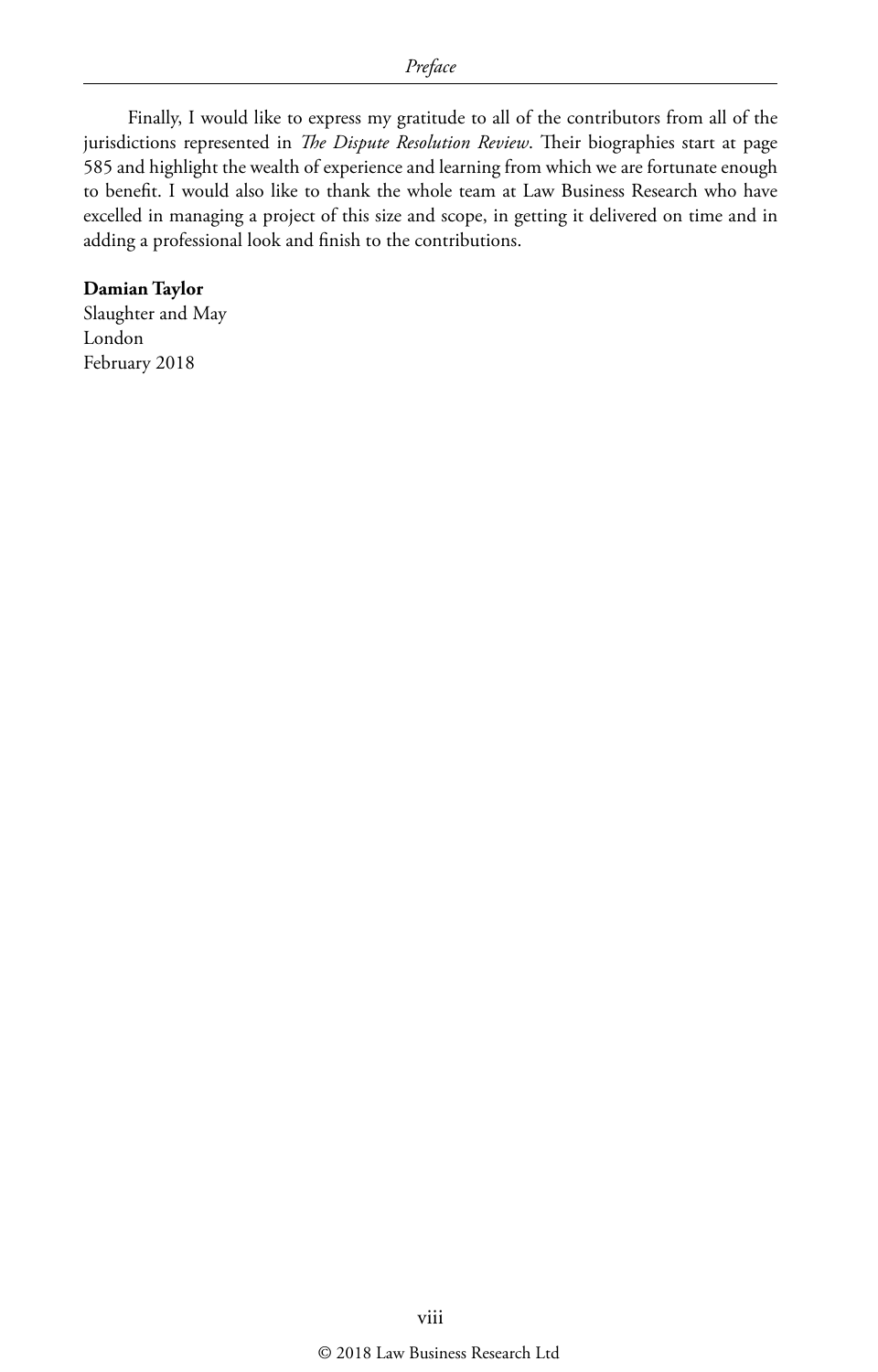Finally, I would like to express my gratitude to all of the contributors from all of the jurisdictions represented in *The Dispute Resolution Review*. Their biographies start at page 585 and highlight the wealth of experience and learning from which we are fortunate enough to benefit. I would also like to thank the whole team at Law Business Research who have excelled in managing a project of this size and scope, in getting it delivered on time and in adding a professional look and finish to the contributions.

**Damian Taylor**
Slaughter and May
London
February 2018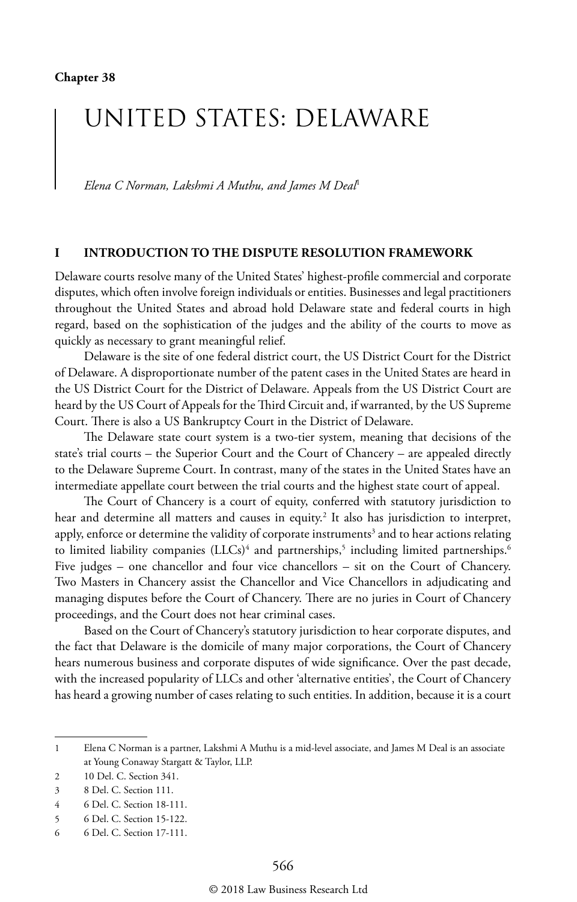**Chapter 38**

# UNITED STATES: DELAWARE

*Elena C Norman, Lakshmi A Muthu, and James M Deal*[1]

## I INTRODUCTION TO THE DISPUTE RESOLUTION FRAMEWORK

Delaware courts resolve many of the United States' highest-profile commercial and corporate disputes, which often involve foreign individuals or entities. Businesses and legal practitioners throughout the United States and abroad hold Delaware state and federal courts in high regard, based on the sophistication of the judges and the ability of the courts to move as quickly as necessary to grant meaningful relief.

Delaware is the site of one federal district court, the US District Court for the District of Delaware. A disproportionate number of the patent cases in the United States are heard in the US District Court for the District of Delaware. Appeals from the US District Court are heard by the US Court of Appeals for the Third Circuit and, if warranted, by the US Supreme Court. There is also a US Bankruptcy Court in the District of Delaware.

The Delaware state court system is a two-tier system, meaning that decisions of the state's trial courts – the Superior Court and the Court of Chancery – are appealed directly to the Delaware Supreme Court. In contrast, many of the states in the United States have an intermediate appellate court between the trial courts and the highest state court of appeal.

The Court of Chancery is a court of equity, conferred with statutory jurisdiction to hear and determine all matters and causes in equity.[2] It also has jurisdiction to interpret, apply, enforce or determine the validity of corporate instruments[3] and to hear actions relating to limited liability companies (LLCs)[4] and partnerships,[5] including limited partnerships.[6] Five judges – one chancellor and four vice chancellors – sit on the Court of Chancery. Two Masters in Chancery assist the Chancellor and Vice Chancellors in adjudicating and managing disputes before the Court of Chancery. There are no juries in Court of Chancery proceedings, and the Court does not hear criminal cases.

Based on the Court of Chancery's statutory jurisdiction to hear corporate disputes, and the fact that Delaware is the domicile of many major corporations, the Court of Chancery hears numerous business and corporate disputes of wide significance. Over the past decade, with the increased popularity of LLCs and other 'alternative entities', the Court of Chancery has heard a growing number of cases relating to such entities. In addition, because it is a court

---

1 Elena C Norman is a partner, Lakshmi A Muthu is a mid-level associate, and James M Deal is an associate at Young Conaway Stargatt & Taylor, LLP.

2 10 Del. C. Section 341.

3 8 Del. C. Section 111.

4 6 Del. C. Section 18-111.

5 6 Del. C. Section 15-122.

6 6 Del. C. Section 17-111.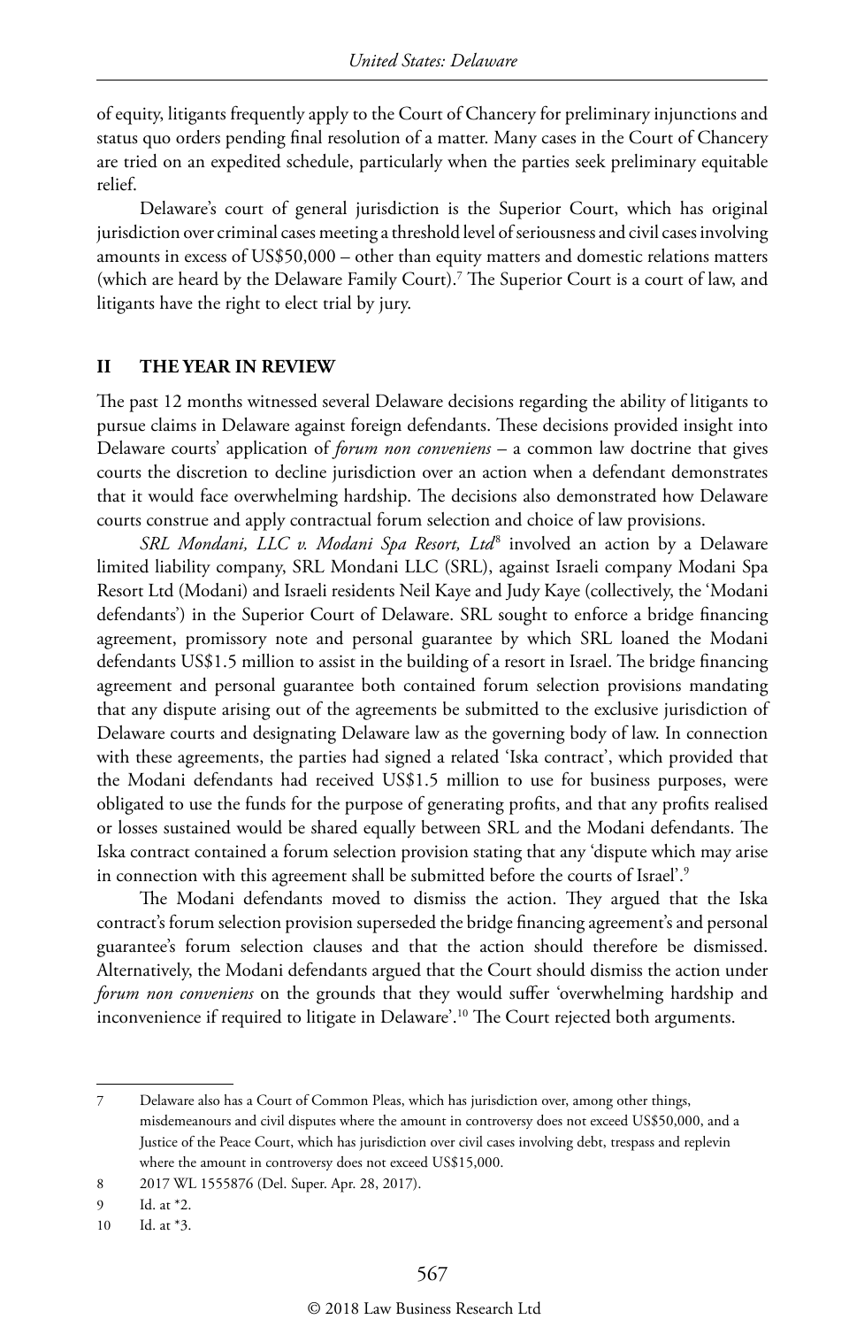of equity, litigants frequently apply to the Court of Chancery for preliminary injunctions and status quo orders pending final resolution of a matter. Many cases in the Court of Chancery are tried on an expedited schedule, particularly when the parties seek preliminary equitable relief.

Delaware's court of general jurisdiction is the Superior Court, which has original jurisdiction over criminal cases meeting a threshold level of seriousness and civil cases involving amounts in excess of US$50,000 – other than equity matters and domestic relations matters (which are heard by the Delaware Family Court).[7] The Superior Court is a court of law, and litigants have the right to elect trial by jury.

## II THE YEAR IN REVIEW

The past 12 months witnessed several Delaware decisions regarding the ability of litigants to pursue claims in Delaware against foreign defendants. These decisions provided insight into Delaware courts' application of *forum non conveniens* – a common law doctrine that gives courts the discretion to decline jurisdiction over an action when a defendant demonstrates that it would face overwhelming hardship. The decisions also demonstrated how Delaware courts construe and apply contractual forum selection and choice of law provisions.

*SRL Mondani, LLC v. Modani Spa Resort, Ltd*[8] involved an action by a Delaware limited liability company, SRL Mondani LLC (SRL), against Israeli company Modani Spa Resort Ltd (Modani) and Israeli residents Neil Kaye and Judy Kaye (collectively, the 'Modani defendants') in the Superior Court of Delaware. SRL sought to enforce a bridge financing agreement, promissory note and personal guarantee by which SRL loaned the Modani defendants US$1.5 million to assist in the building of a resort in Israel. The bridge financing agreement and personal guarantee both contained forum selection provisions mandating that any dispute arising out of the agreements be submitted to the exclusive jurisdiction of Delaware courts and designating Delaware law as the governing body of law. In connection with these agreements, the parties had signed a related 'Iska contract', which provided that the Modani defendants had received US$1.5 million to use for business purposes, were obligated to use the funds for the purpose of generating profits, and that any profits realised or losses sustained would be shared equally between SRL and the Modani defendants. The Iska contract contained a forum selection provision stating that any 'dispute which may arise in connection with this agreement shall be submitted before the courts of Israel'.[9]

The Modani defendants moved to dismiss the action. They argued that the Iska contract's forum selection provision superseded the bridge financing agreement's and personal guarantee's forum selection clauses and that the action should therefore be dismissed. Alternatively, the Modani defendants argued that the Court should dismiss the action under *forum non conveniens* on the grounds that they would suffer 'overwhelming hardship and inconvenience if required to litigate in Delaware'.[10] The Court rejected both arguments.

---

7 Delaware also has a Court of Common Pleas, which has jurisdiction over, among other things, misdemeanours and civil disputes where the amount in controversy does not exceed US$50,000, and a Justice of the Peace Court, which has jurisdiction over civil cases involving debt, trespass and replevin where the amount in controversy does not exceed US$15,000.

8 2017 WL 1555876 (Del. Super. Apr. 28, 2017).

9 Id. at *2.

10 Id. at *3.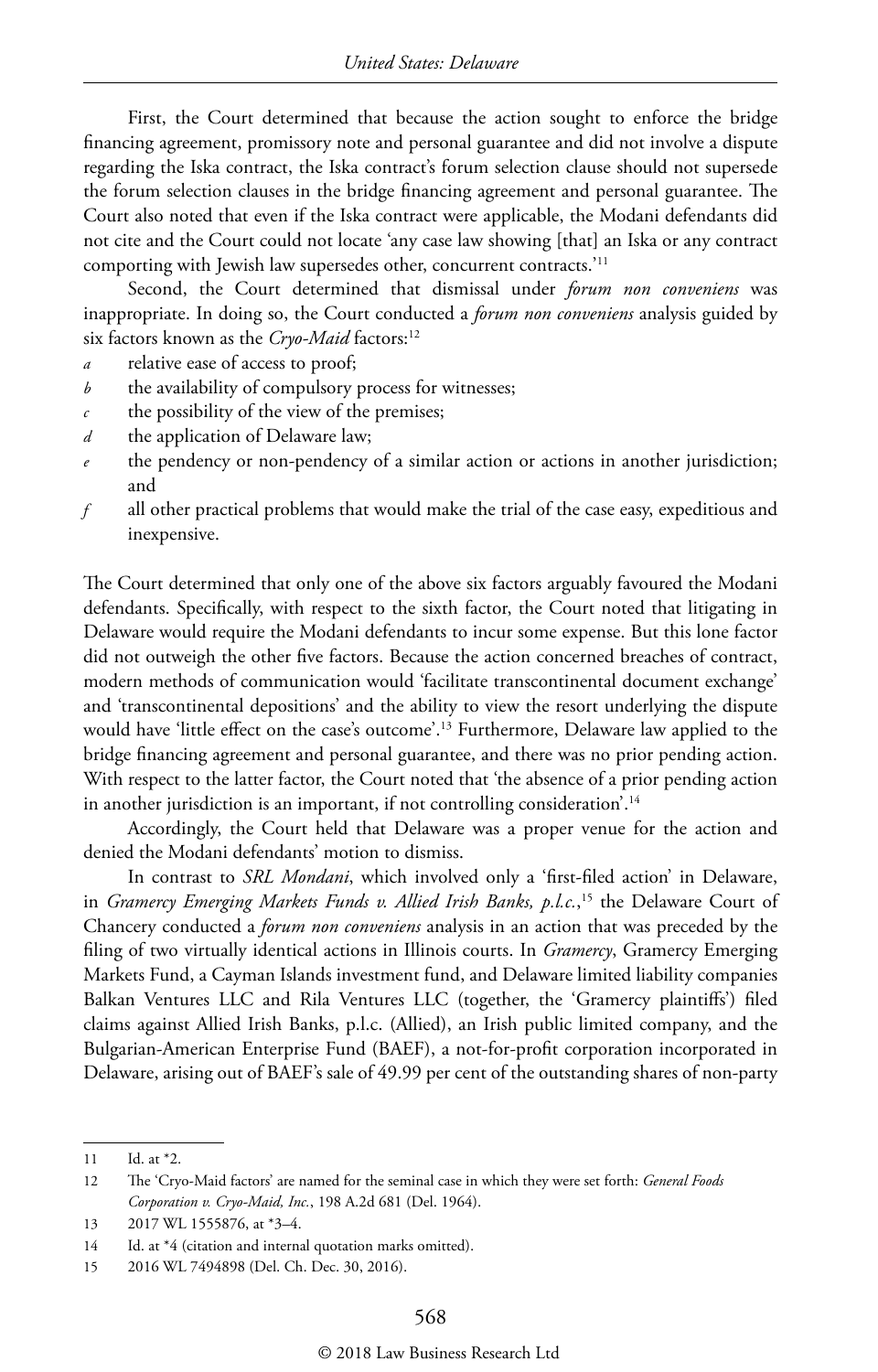First, the Court determined that because the action sought to enforce the bridge financing agreement, promissory note and personal guarantee and did not involve a dispute regarding the Iska contract, the Iska contract's forum selection clause should not supersede the forum selection clauses in the bridge financing agreement and personal guarantee. The Court also noted that even if the Iska contract were applicable, the Modani defendants did not cite and the Court could not locate 'any case law showing [that] an Iska or any contract comporting with Jewish law supersedes other, concurrent contracts.'[11]

Second, the Court determined that dismissal under *forum non conveniens* was inappropriate. In doing so, the Court conducted a *forum non conveniens* analysis guided by six factors known as the *Cryo-Maid* factors:[12]

*a* relative ease of access to proof;

*b* the availability of compulsory process for witnesses;

*c* the possibility of the view of the premises;

*d* the application of Delaware law;

*e* the pendency or non-pendency of a similar action or actions in another jurisdiction; and

*f* all other practical problems that would make the trial of the case easy, expeditious and inexpensive.

The Court determined that only one of the above six factors arguably favoured the Modani defendants. Specifically, with respect to the sixth factor, the Court noted that litigating in Delaware would require the Modani defendants to incur some expense. But this lone factor did not outweigh the other five factors. Because the action concerned breaches of contract, modern methods of communication would 'facilitate transcontinental document exchange' and 'transcontinental depositions' and the ability to view the resort underlying the dispute would have 'little effect on the case's outcome'.[13] Furthermore, Delaware law applied to the bridge financing agreement and personal guarantee, and there was no prior pending action. With respect to the latter factor, the Court noted that 'the absence of a prior pending action in another jurisdiction is an important, if not controlling consideration'.[14]

Accordingly, the Court held that Delaware was a proper venue for the action and denied the Modani defendants' motion to dismiss.

In contrast to *SRL Mondani*, which involved only a 'first-filed action' in Delaware, in *Gramercy Emerging Markets Funds v. Allied Irish Banks, p.l.c.*,[15] the Delaware Court of Chancery conducted a *forum non conveniens* analysis in an action that was preceded by the filing of two virtually identical actions in Illinois courts. In *Gramercy*, Gramercy Emerging Markets Fund, a Cayman Islands investment fund, and Delaware limited liability companies Balkan Ventures LLC and Rila Ventures LLC (together, the 'Gramercy plaintiffs') filed claims against Allied Irish Banks, p.l.c. (Allied), an Irish public limited company, and the Bulgarian-American Enterprise Fund (BAEF), a not-for-profit corporation incorporated in Delaware, arising out of BAEF's sale of 49.99 per cent of the outstanding shares of non-party

---

11 Id. at *2.

12 The 'Cryo-Maid factors' are named for the seminal case in which they were set forth: *General Foods Corporation v. Cryo-Maid, Inc.*, 198 A.2d 681 (Del. 1964).

13 2017 WL 1555876, at *3–4.

14 Id. at *4 (citation and internal quotation marks omitted).

15 2016 WL 7494898 (Del. Ch. Dec. 30, 2016).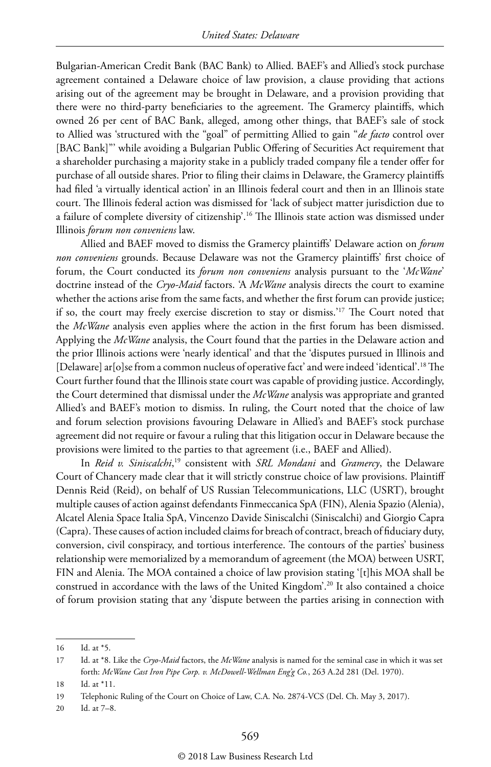Bulgarian-American Credit Bank (BAC Bank) to Allied. BAEF's and Allied's stock purchase agreement contained a Delaware choice of law provision, a clause providing that actions arising out of the agreement may be brought in Delaware, and a provision providing that there were no third-party beneficiaries to the agreement. The Gramercy plaintiffs, which owned 26 per cent of BAC Bank, alleged, among other things, that BAEF's sale of stock to Allied was 'structured with the "goal" of permitting Allied to gain "*de facto* control over [BAC Bank]"' while avoiding a Bulgarian Public Offering of Securities Act requirement that a shareholder purchasing a majority stake in a publicly traded company file a tender offer for purchase of all outside shares. Prior to filing their claims in Delaware, the Gramercy plaintiffs had filed 'a virtually identical action' in an Illinois federal court and then in an Illinois state court. The Illinois federal action was dismissed for 'lack of subject matter jurisdiction due to a failure of complete diversity of citizenship'.[16] The Illinois state action was dismissed under Illinois *forum non conveniens* law.

Allied and BAEF moved to dismiss the Gramercy plaintiffs' Delaware action on *forum non conveniens* grounds. Because Delaware was not the Gramercy plaintiffs' first choice of forum, the Court conducted its *forum non conveniens* analysis pursuant to the '*McWane*' doctrine instead of the *Cryo-Maid* factors. 'A *McWane* analysis directs the court to examine whether the actions arise from the same facts, and whether the first forum can provide justice; if so, the court may freely exercise discretion to stay or dismiss.'[17] The Court noted that the *McWane* analysis even applies where the action in the first forum has been dismissed. Applying the *McWane* analysis, the Court found that the parties in the Delaware action and the prior Illinois actions were 'nearly identical' and that the 'disputes pursued in Illinois and [Delaware] ar[o]se from a common nucleus of operative fact' and were indeed 'identical'.[18] The Court further found that the Illinois state court was capable of providing justice. Accordingly, the Court determined that dismissal under the *McWane* analysis was appropriate and granted Allied's and BAEF's motion to dismiss. In ruling, the Court noted that the choice of law and forum selection provisions favouring Delaware in Allied's and BAEF's stock purchase agreement did not require or favour a ruling that this litigation occur in Delaware because the provisions were limited to the parties to that agreement (i.e., BAEF and Allied).

In *Reid v. Siniscalchi*,[19] consistent with *SRL Mondani* and *Gramercy*, the Delaware Court of Chancery made clear that it will strictly construe choice of law provisions. Plaintiff Dennis Reid (Reid), on behalf of US Russian Telecommunications, LLC (USRT), brought multiple causes of action against defendants Finmeccanica SpA (FIN), Alenia Spazio (Alenia), Alcatel Alenia Space Italia SpA, Vincenzo Davide Siniscalchi (Siniscalchi) and Giorgio Capra (Capra). These causes of action included claims for breach of contract, breach of fiduciary duty, conversion, civil conspiracy, and tortious interference. The contours of the parties' business relationship were memorialized by a memorandum of agreement (the MOA) between USRT, FIN and Alenia. The MOA contained a choice of law provision stating '[t]his MOA shall be construed in accordance with the laws of the United Kingdom'.[20] It also contained a choice of forum provision stating that any 'dispute between the parties arising in connection with

---

16 Id. at *5.

17 Id. at *8. Like the *Cryo-Maid* factors, the *McWane* analysis is named for the seminal case in which it was set forth: *McWane Cast Iron Pipe Corp. v. McDowell-Wellman Eng'g Co.*, 263 A.2d 281 (Del. 1970).

18 Id. at *11.

19 Telephonic Ruling of the Court on Choice of Law, C.A. No. 2874-VCS (Del. Ch. May 3, 2017).

20 Id. at 7–8.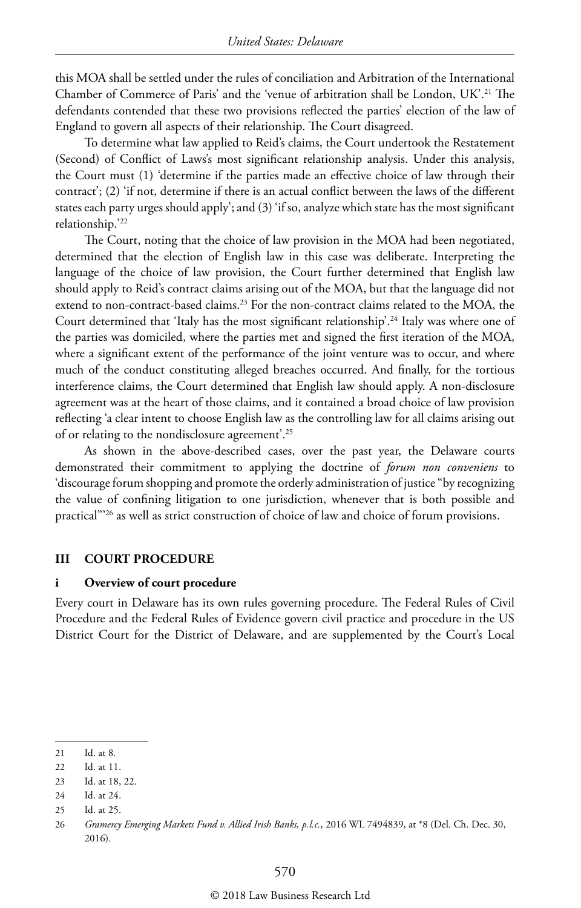this MOA shall be settled under the rules of conciliation and Arbitration of the International Chamber of Commerce of Paris' and the 'venue of arbitration shall be London, UK'.[21] The defendants contended that these two provisions reflected the parties' election of the law of England to govern all aspects of their relationship. The Court disagreed.

To determine what law applied to Reid's claims, the Court undertook the Restatement (Second) of Conflict of Laws's most significant relationship analysis. Under this analysis, the Court must (1) 'determine if the parties made an effective choice of law through their contract'; (2) 'if not, determine if there is an actual conflict between the laws of the different states each party urges should apply'; and (3) 'if so, analyze which state has the most significant relationship.'[22]

The Court, noting that the choice of law provision in the MOA had been negotiated, determined that the election of English law in this case was deliberate. Interpreting the language of the choice of law provision, the Court further determined that English law should apply to Reid's contract claims arising out of the MOA, but that the language did not extend to non-contract-based claims.[23] For the non-contract claims related to the MOA, the Court determined that 'Italy has the most significant relationship'.[24] Italy was where one of the parties was domiciled, where the parties met and signed the first iteration of the MOA, where a significant extent of the performance of the joint venture was to occur, and where much of the conduct constituting alleged breaches occurred. And finally, for the tortious interference claims, the Court determined that English law should apply. A non-disclosure agreement was at the heart of those claims, and it contained a broad choice of law provision reflecting 'a clear intent to choose English law as the controlling law for all claims arising out of or relating to the nondisclosure agreement'.[25]

As shown in the above-described cases, over the past year, the Delaware courts demonstrated their commitment to applying the doctrine of *forum non conveniens* to 'discourage forum shopping and promote the orderly administration of justice "by recognizing the value of confining litigation to one jurisdiction, whenever that is both possible and practical"'[26] as well as strict construction of choice of law and choice of forum provisions.

## III COURT PROCEDURE

### i Overview of court procedure

Every court in Delaware has its own rules governing procedure. The Federal Rules of Civil Procedure and the Federal Rules of Evidence govern civil practice and procedure in the US District Court for the District of Delaware, and are supplemented by the Court's Local

---

21 Id. at 8.

22 Id. at 11.

23 Id. at 18, 22.

24 Id. at 24.

25 Id. at 25.

26 *Gramercy Emerging Markets Fund v. Allied Irish Banks, p.l.c.*, 2016 WL 7494839, at *8 (Del. Ch. Dec. 30, 2016).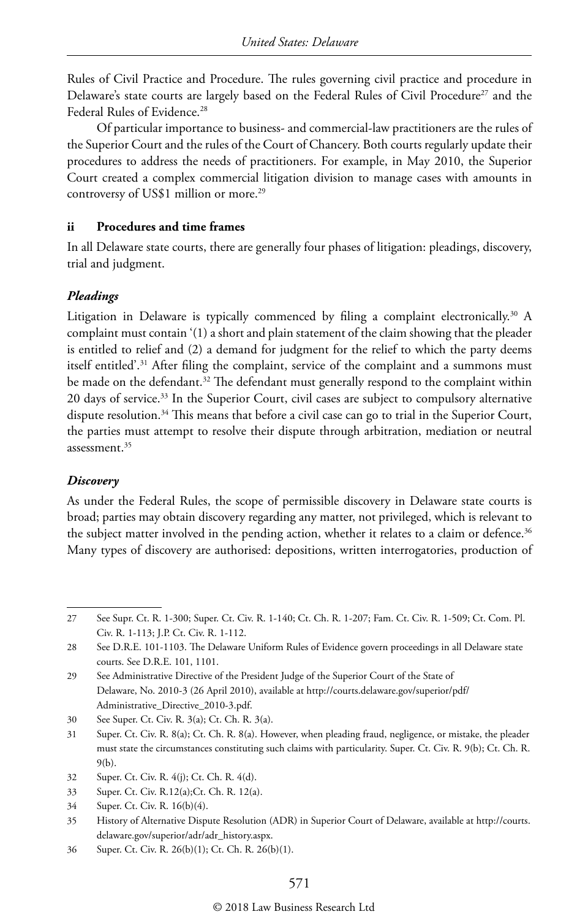Rules of Civil Practice and Procedure. The rules governing civil practice and procedure in Delaware's state courts are largely based on the Federal Rules of Civil Procedure[27] and the Federal Rules of Evidence.[28]

Of particular importance to business- and commercial-law practitioners are the rules of the Superior Court and the rules of the Court of Chancery. Both courts regularly update their procedures to address the needs of practitioners. For example, in May 2010, the Superior Court created a complex commercial litigation division to manage cases with amounts in controversy of US$1 million or more.[29]

### ii Procedures and time frames

In all Delaware state courts, there are generally four phases of litigation: pleadings, discovery, trial and judgment.

#### *Pleadings*

Litigation in Delaware is typically commenced by filing a complaint electronically.[30] A complaint must contain '(1) a short and plain statement of the claim showing that the pleader is entitled to relief and (2) a demand for judgment for the relief to which the party deems itself entitled'.[31] After filing the complaint, service of the complaint and a summons must be made on the defendant.[32] The defendant must generally respond to the complaint within 20 days of service.[33] In the Superior Court, civil cases are subject to compulsory alternative dispute resolution.[34] This means that before a civil case can go to trial in the Superior Court, the parties must attempt to resolve their dispute through arbitration, mediation or neutral assessment.[35]

#### *Discovery*

As under the Federal Rules, the scope of permissible discovery in Delaware state courts is broad; parties may obtain discovery regarding any matter, not privileged, which is relevant to the subject matter involved in the pending action, whether it relates to a claim or defence.[36] Many types of discovery are authorised: depositions, written interrogatories, production of

---

27 See Supr. Ct. R. 1-300; Super. Ct. Civ. R. 1-140; Ct. Ch. R. 1-207; Fam. Ct. Civ. R. 1-509; Ct. Com. Pl. Civ. R. 1-113; J.P. Ct. Civ. R. 1-112.

28 See D.R.E. 101-1103. The Delaware Uniform Rules of Evidence govern proceedings in all Delaware state courts. See D.R.E. 101, 1101.

29 See Administrative Directive of the President Judge of the Superior Court of the State of Delaware, No. 2010-3 (26 April 2010), available at http://courts.delaware.gov/superior/pdf/Administrative_Directive_2010-3.pdf.

30 See Super. Ct. Civ. R. 3(a); Ct. Ch. R. 3(a).

31 Super. Ct. Civ. R. 8(a); Ct. Ch. R. 8(a). However, when pleading fraud, negligence, or mistake, the pleader must state the circumstances constituting such claims with particularity. Super. Ct. Civ. R. 9(b); Ct. Ch. R. 9(b).

32 Super. Ct. Civ. R. 4(j); Ct. Ch. R. 4(d).

33 Super. Ct. Civ. R.12(a);Ct. Ch. R. 12(a).

34 Super. Ct. Civ. R. 16(b)(4).

35 History of Alternative Dispute Resolution (ADR) in Superior Court of Delaware, available at http://courts.delaware.gov/superior/adr/adr_history.aspx.

36 Super. Ct. Civ. R. 26(b)(1); Ct. Ch. R. 26(b)(1).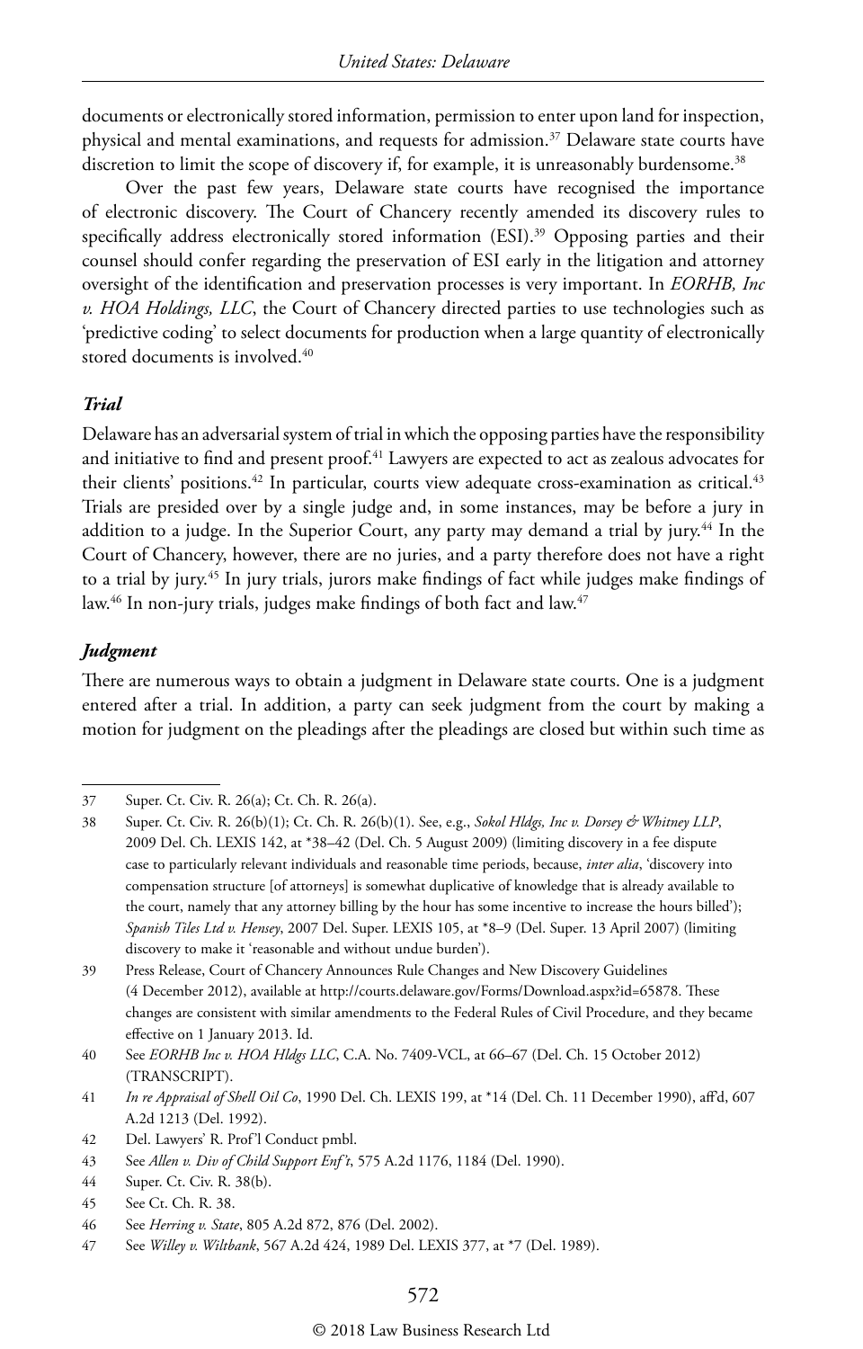documents or electronically stored information, permission to enter upon land for inspection, physical and mental examinations, and requests for admission.[37] Delaware state courts have discretion to limit the scope of discovery if, for example, it is unreasonably burdensome.[38]

Over the past few years, Delaware state courts have recognised the importance of electronic discovery. The Court of Chancery recently amended its discovery rules to specifically address electronically stored information (ESI).[39] Opposing parties and their counsel should confer regarding the preservation of ESI early in the litigation and attorney oversight of the identification and preservation processes is very important. In *EORHB, Inc v. HOA Holdings, LLC*, the Court of Chancery directed parties to use technologies such as 'predictive coding' to select documents for production when a large quantity of electronically stored documents is involved.[40]

### *Trial*

Delaware has an adversarial system of trial in which the opposing parties have the responsibility and initiative to find and present proof.[41] Lawyers are expected to act as zealous advocates for their clients' positions.[42] In particular, courts view adequate cross-examination as critical.[43] Trials are presided over by a single judge and, in some instances, may be before a jury in addition to a judge. In the Superior Court, any party may demand a trial by jury.[44] In the Court of Chancery, however, there are no juries, and a party therefore does not have a right to a trial by jury.[45] In jury trials, jurors make findings of fact while judges make findings of law.[46] In non-jury trials, judges make findings of both fact and law.[47]

### *Judgment*

There are numerous ways to obtain a judgment in Delaware state courts. One is a judgment entered after a trial. In addition, a party can seek judgment from the court by making a motion for judgment on the pleadings after the pleadings are closed but within such time as

---

37 Super. Ct. Civ. R. 26(a); Ct. Ch. R. 26(a).

38 Super. Ct. Civ. R. 26(b)(1); Ct. Ch. R. 26(b)(1). See, e.g., *Sokol Hldgs, Inc v. Dorsey & Whitney LLP*, 2009 Del. Ch. LEXIS 142, at *38–42 (Del. Ch. 5 August 2009) (limiting discovery in a fee dispute case to particularly relevant individuals and reasonable time periods, because, *inter alia*, 'discovery into compensation structure [of attorneys] is somewhat duplicative of knowledge that is already available to the court, namely that any attorney billing by the hour has some incentive to increase the hours billed'); *Spanish Tiles Ltd v. Hensey*, 2007 Del. Super. LEXIS 105, at *8–9 (Del. Super. 13 April 2007) (limiting discovery to make it 'reasonable and without undue burden').

39 Press Release, Court of Chancery Announces Rule Changes and New Discovery Guidelines (4 December 2012), available at http://courts.delaware.gov/Forms/Download.aspx?id=65878. These changes are consistent with similar amendments to the Federal Rules of Civil Procedure, and they became effective on 1 January 2013. Id.

40 See *EORHB Inc v. HOA Hldgs LLC*, C.A. No. 7409-VCL, at 66–67 (Del. Ch. 15 October 2012) (TRANSCRIPT).

41 *In re Appraisal of Shell Oil Co*, 1990 Del. Ch. LEXIS 199, at *14 (Del. Ch. 11 December 1990), aff'd, 607 A.2d 1213 (Del. 1992).

42 Del. Lawyers' R. Prof'l Conduct pmbl.

43 See *Allen v. Div of Child Support Enf't*, 575 A.2d 1176, 1184 (Del. 1990).

44 Super. Ct. Civ. R. 38(b).

45 See Ct. Ch. R. 38.

46 See *Herring v. State*, 805 A.2d 872, 876 (Del. 2002).

47 See *Willey v. Wiltbank*, 567 A.2d 424, 1989 Del. LEXIS 377, at *7 (Del. 1989).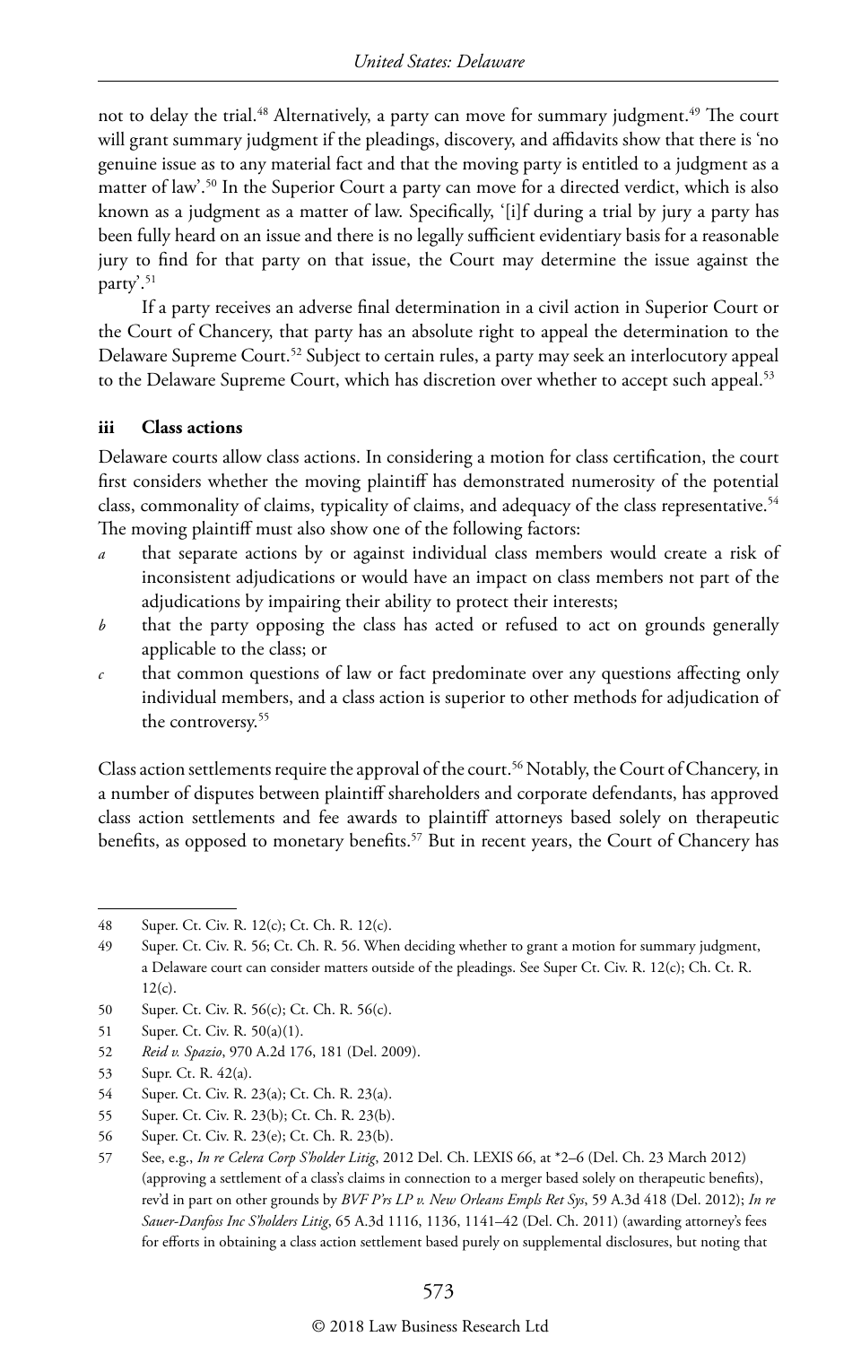not to delay the trial.[48] Alternatively, a party can move for summary judgment.[49] The court will grant summary judgment if the pleadings, discovery, and affidavits show that there is 'no genuine issue as to any material fact and that the moving party is entitled to a judgment as a matter of law'.[50] In the Superior Court a party can move for a directed verdict, which is also known as a judgment as a matter of law. Specifically, '[i]f during a trial by jury a party has been fully heard on an issue and there is no legally sufficient evidentiary basis for a reasonable jury to find for that party on that issue, the Court may determine the issue against the party'.[51]

If a party receives an adverse final determination in a civil action in Superior Court or the Court of Chancery, that party has an absolute right to appeal the determination to the Delaware Supreme Court.[52] Subject to certain rules, a party may seek an interlocutory appeal to the Delaware Supreme Court, which has discretion over whether to accept such appeal.[53]

#### iii Class actions

Delaware courts allow class actions. In considering a motion for class certification, the court first considers whether the moving plaintiff has demonstrated numerosity of the potential class, commonality of claims, typicality of claims, and adequacy of the class representative.[54] The moving plaintiff must also show one of the following factors:

- *a* that separate actions by or against individual class members would create a risk of inconsistent adjudications or would have an impact on class members not part of the adjudications by impairing their ability to protect their interests;
- *b* that the party opposing the class has acted or refused to act on grounds generally applicable to the class; or
- *c* that common questions of law or fact predominate over any questions affecting only individual members, and a class action is superior to other methods for adjudication of the controversy.[55]

Class action settlements require the approval of the court.[56] Notably, the Court of Chancery, in a number of disputes between plaintiff shareholders and corporate defendants, has approved class action settlements and fee awards to plaintiff attorneys based solely on therapeutic benefits, as opposed to monetary benefits.[57] But in recent years, the Court of Chancery has

---

48 Super. Ct. Civ. R. 12(c); Ct. Ch. R. 12(c).

49 Super. Ct. Civ. R. 56; Ct. Ch. R. 56. When deciding whether to grant a motion for summary judgment, a Delaware court can consider matters outside of the pleadings. See Super Ct. Civ. R. 12(c); Ch. Ct. R. 12(c).

50 Super. Ct. Civ. R. 56(c); Ct. Ch. R. 56(c).

51 Super. Ct. Civ. R. 50(a)(1).

52 *Reid v. Spazio*, 970 A.2d 176, 181 (Del. 2009).

53 Supr. Ct. R. 42(a).

54 Super. Ct. Civ. R. 23(a); Ct. Ch. R. 23(a).

55 Super. Ct. Civ. R. 23(b); Ct. Ch. R. 23(b).

56 Super. Ct. Civ. R. 23(e); Ct. Ch. R. 23(b).

57 See, e.g., *In re Celera Corp S'holder Litig*, 2012 Del. Ch. LEXIS 66, at *2–6 (Del. Ch. 23 March 2012) (approving a settlement of a class's claims in connection to a merger based solely on therapeutic benefits), rev'd in part on other grounds by *BVF P'rs LP v. New Orleans Empls Ret Sys*, 59 A.3d 418 (Del. 2012); *In re Sauer-Danfoss Inc S'holders Litig*, 65 A.3d 1116, 1136, 1141–42 (Del. Ch. 2011) (awarding attorney's fees for efforts in obtaining a class action settlement based purely on supplemental disclosures, but noting that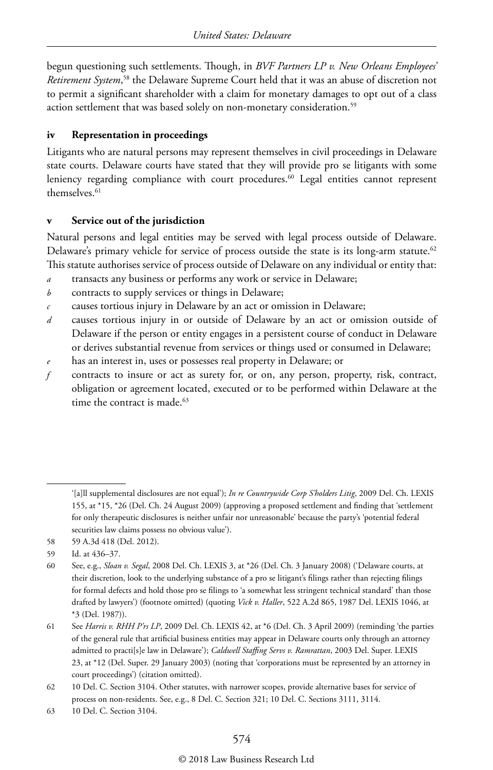begun questioning such settlements. Though, in *BVF Partners LP v. New Orleans Employees' Retirement System*,[58] the Delaware Supreme Court held that it was an abuse of discretion not to permit a significant shareholder with a claim for monetary damages to opt out of a class action settlement that was based solely on non-monetary consideration.[59]

### iv Representation in proceedings

Litigants who are natural persons may represent themselves in civil proceedings in Delaware state courts. Delaware courts have stated that they will provide pro se litigants with some leniency regarding compliance with court procedures.[60] Legal entities cannot represent themselves.[61]

### v Service out of the jurisdiction

Natural persons and legal entities may be served with legal process outside of Delaware. Delaware's primary vehicle for service of process outside the state is its long-arm statute.[62] This statute authorises service of process outside of Delaware on any individual or entity that:

*a* transacts any business or performs any work or service in Delaware;

*b* contracts to supply services or things in Delaware;

*c* causes tortious injury in Delaware by an act or omission in Delaware;

*d* causes tortious injury in or outside of Delaware by an act or omission outside of Delaware if the person or entity engages in a persistent course of conduct in Delaware or derives substantial revenue from services or things used or consumed in Delaware;

*e* has an interest in, uses or possesses real property in Delaware; or

*f* contracts to insure or act as surety for, or on, any person, property, risk, contract, obligation or agreement located, executed or to be performed within Delaware at the time the contract is made.[63]

---

'[a]ll supplemental disclosures are not equal'); *In re Countrywide Corp S'holders Litig*, 2009 Del. Ch. LEXIS 155, at *15, *26 (Del. Ch. 24 August 2009) (approving a proposed settlement and finding that 'settlement for only therapeutic disclosures is neither unfair nor unreasonable' because the party's 'potential federal securities law claims possess no obvious value').

58 59 A.3d 418 (Del. 2012).

59 Id. at 436–37.

60 See, e.g., *Sloan v. Segal*, 2008 Del. Ch. LEXIS 3, at *26 (Del. Ch. 3 January 2008) ('Delaware courts, at their discretion, look to the underlying substance of a pro se litigant's filings rather than rejecting filings for formal defects and hold those pro se filings to 'a somewhat less stringent technical standard' than those drafted by lawyers') (footnote omitted) (quoting *Vick v. Haller*, 522 A.2d 865, 1987 Del. LEXIS 1046, at *3 (Del. 1987)).

61 See *Harris v. RHH P'rs LP*, 2009 Del. Ch. LEXIS 42, at *6 (Del. Ch. 3 April 2009) (reminding 'the parties of the general rule that artificial business entities may appear in Delaware courts only through an attorney admitted to practi[s]e law in Delaware'); *Caldwell Staffing Servs v. Ramrattan*, 2003 Del. Super. LEXIS 23, at *12 (Del. Super. 29 January 2003) (noting that 'corporations must be represented by an attorney in court proceedings') (citation omitted).

62 10 Del. C. Section 3104. Other statutes, with narrower scopes, provide alternative bases for service of process on non-residents. See, e.g., 8 Del. C. Section 321; 10 Del. C. Sections 3111, 3114.

63 10 Del. C. Section 3104.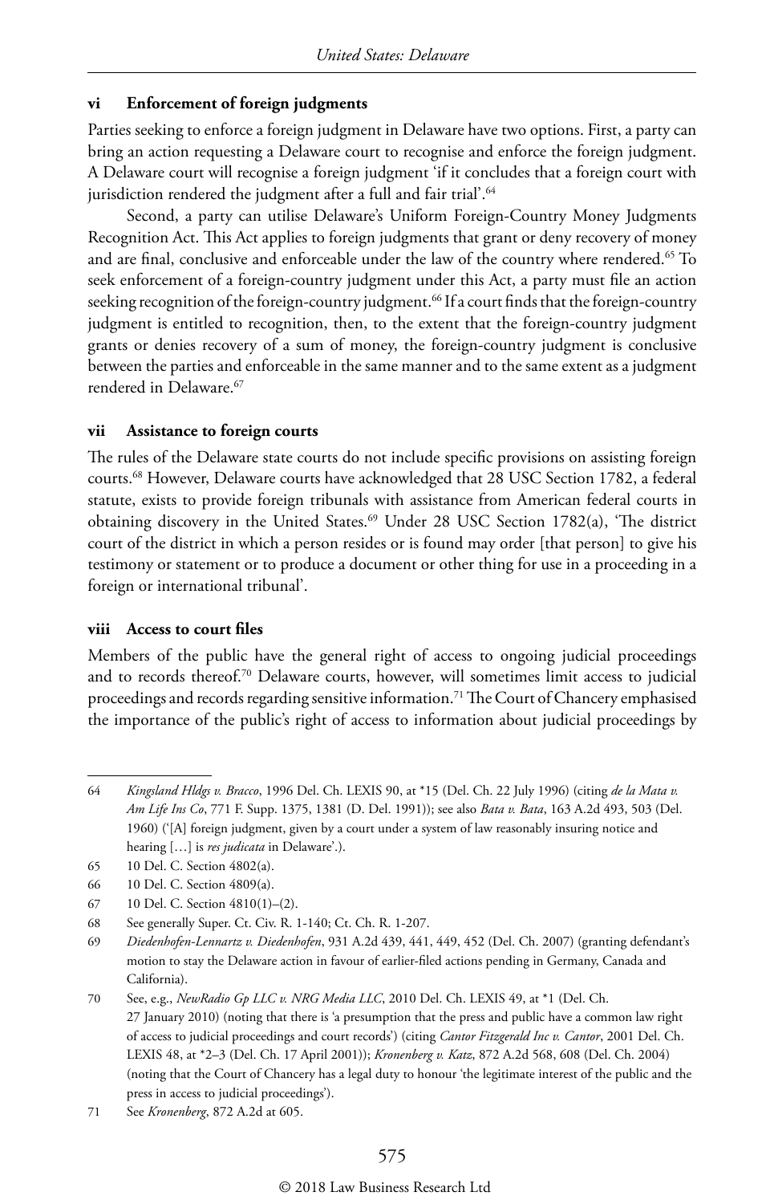### vi Enforcement of foreign judgments

Parties seeking to enforce a foreign judgment in Delaware have two options. First, a party can bring an action requesting a Delaware court to recognise and enforce the foreign judgment. A Delaware court will recognise a foreign judgment 'if it concludes that a foreign court with jurisdiction rendered the judgment after a full and fair trial'.[64]

Second, a party can utilise Delaware's Uniform Foreign-Country Money Judgments Recognition Act. This Act applies to foreign judgments that grant or deny recovery of money and are final, conclusive and enforceable under the law of the country where rendered.[65] To seek enforcement of a foreign-country judgment under this Act, a party must file an action seeking recognition of the foreign-country judgment.[66] If a court finds that the foreign-country judgment is entitled to recognition, then, to the extent that the foreign-country judgment grants or denies recovery of a sum of money, the foreign-country judgment is conclusive between the parties and enforceable in the same manner and to the same extent as a judgment rendered in Delaware.[67]

### vii Assistance to foreign courts

The rules of the Delaware state courts do not include specific provisions on assisting foreign courts.[68] However, Delaware courts have acknowledged that 28 USC Section 1782, a federal statute, exists to provide foreign tribunals with assistance from American federal courts in obtaining discovery in the United States.[69] Under 28 USC Section 1782(a), 'The district court of the district in which a person resides or is found may order [that person] to give his testimony or statement or to produce a document or other thing for use in a proceeding in a foreign or international tribunal'.

### viii Access to court files

Members of the public have the general right of access to ongoing judicial proceedings and to records thereof.[70] Delaware courts, however, will sometimes limit access to judicial proceedings and records regarding sensitive information.[71] The Court of Chancery emphasised the importance of the public's right of access to information about judicial proceedings by

---

64 *Kingsland Hldgs v. Bracco*, 1996 Del. Ch. LEXIS 90, at *15 (Del. Ch. 22 July 1996) (citing *de la Mata v. Am Life Ins Co*, 771 F. Supp. 1375, 1381 (D. Del. 1991)); see also *Bata v. Bata*, 163 A.2d 493, 503 (Del. 1960) ('[A] foreign judgment, given by a court under a system of law reasonably insuring notice and hearing […] is *res judicata* in Delaware'.).

65 10 Del. C. Section 4802(a).

66 10 Del. C. Section 4809(a).

67 10 Del. C. Section 4810(1)–(2).

68 See generally Super. Ct. Civ. R. 1-140; Ct. Ch. R. 1-207.

69 *Diedenhofen-Lennartz v. Diedenhofen*, 931 A.2d 439, 441, 449, 452 (Del. Ch. 2007) (granting defendant's motion to stay the Delaware action in favour of earlier-filed actions pending in Germany, Canada and California).

70 See, e.g., *NewRadio Gp LLC v. NRG Media LLC*, 2010 Del. Ch. LEXIS 49, at *1 (Del. Ch. 27 January 2010) (noting that there is 'a presumption that the press and public have a common law right of access to judicial proceedings and court records') (citing *Cantor Fitzgerald Inc v. Cantor*, 2001 Del. Ch. LEXIS 48, at *2–3 (Del. Ch. 17 April 2001)); *Kronenberg v. Katz*, 872 A.2d 568, 608 (Del. Ch. 2004) (noting that the Court of Chancery has a legal duty to honour 'the legitimate interest of the public and the press in access to judicial proceedings').

71 See *Kronenberg*, 872 A.2d at 605.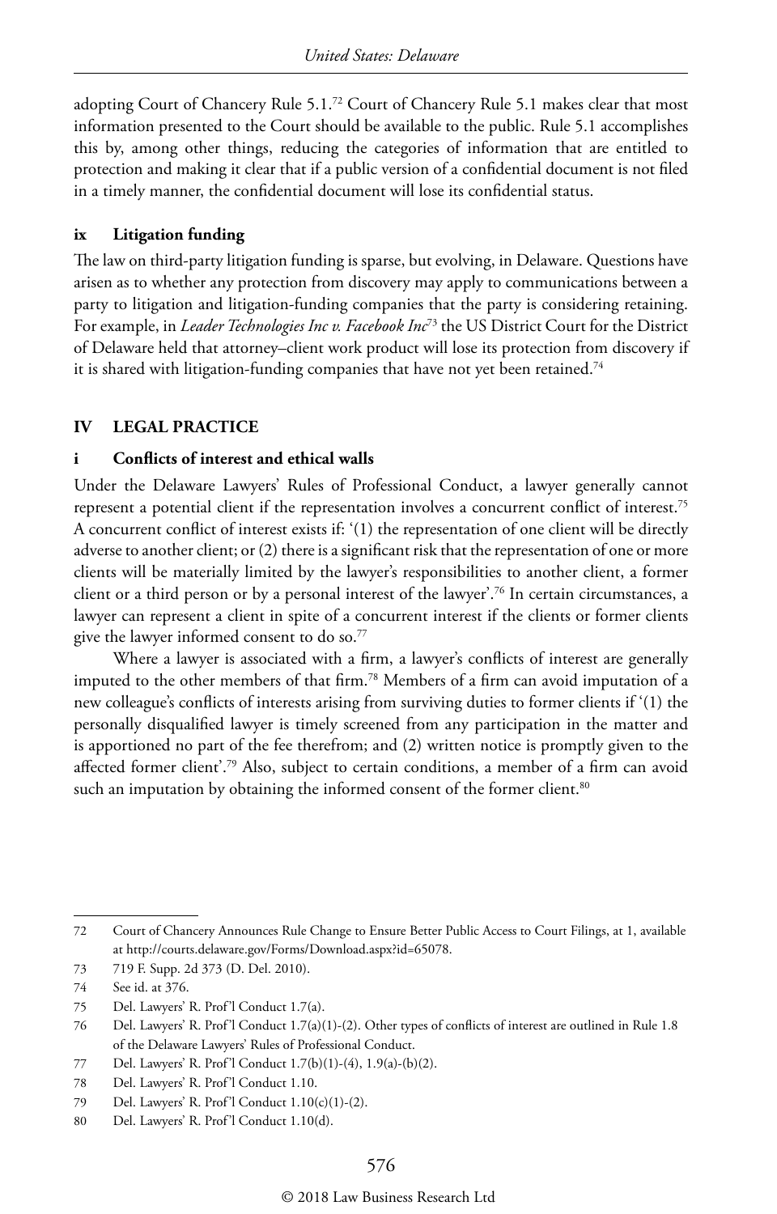adopting Court of Chancery Rule 5.1.[72] Court of Chancery Rule 5.1 makes clear that most information presented to the Court should be available to the public. Rule 5.1 accomplishes this by, among other things, reducing the categories of information that are entitled to protection and making it clear that if a public version of a confidential document is not filed in a timely manner, the confidential document will lose its confidential status.

### ix Litigation funding

The law on third-party litigation funding is sparse, but evolving, in Delaware. Questions have arisen as to whether any protection from discovery may apply to communications between a party to litigation and litigation-funding companies that the party is considering retaining. For example, in *Leader Technologies Inc v. Facebook Inc*[73] the US District Court for the District of Delaware held that attorney–client work product will lose its protection from discovery if it is shared with litigation-funding companies that have not yet been retained.[74]

## IV LEGAL PRACTICE

### i Conflicts of interest and ethical walls

Under the Delaware Lawyers' Rules of Professional Conduct, a lawyer generally cannot represent a potential client if the representation involves a concurrent conflict of interest.[75] A concurrent conflict of interest exists if: '(1) the representation of one client will be directly adverse to another client; or (2) there is a significant risk that the representation of one or more clients will be materially limited by the lawyer's responsibilities to another client, a former client or a third person or by a personal interest of the lawyer'.[76] In certain circumstances, a lawyer can represent a client in spite of a concurrent interest if the clients or former clients give the lawyer informed consent to do so.[77]

Where a lawyer is associated with a firm, a lawyer's conflicts of interest are generally imputed to the other members of that firm.[78] Members of a firm can avoid imputation of a new colleague's conflicts of interests arising from surviving duties to former clients if '(1) the personally disqualified lawyer is timely screened from any participation in the matter and is apportioned no part of the fee therefrom; and (2) written notice is promptly given to the affected former client'.[79] Also, subject to certain conditions, a member of a firm can avoid such an imputation by obtaining the informed consent of the former client.[80]

---

72 Court of Chancery Announces Rule Change to Ensure Better Public Access to Court Filings, at 1, available at http://courts.delaware.gov/Forms/Download.aspx?id=65078.

73 719 F. Supp. 2d 373 (D. Del. 2010).

74 See id. at 376.

75 Del. Lawyers' R. Prof'l Conduct 1.7(a).

76 Del. Lawyers' R. Prof'l Conduct 1.7(a)(1)-(2). Other types of conflicts of interest are outlined in Rule 1.8 of the Delaware Lawyers' Rules of Professional Conduct.

77 Del. Lawyers' R. Prof'l Conduct 1.7(b)(1)-(4), 1.9(a)-(b)(2).

78 Del. Lawyers' R. Prof'l Conduct 1.10.

79 Del. Lawyers' R. Prof'l Conduct 1.10(c)(1)-(2).

80 Del. Lawyers' R. Prof'l Conduct 1.10(d).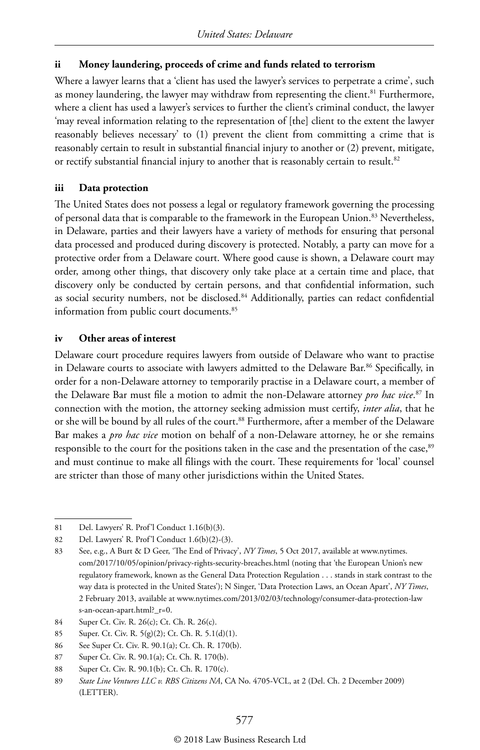### ii Money laundering, proceeds of crime and funds related to terrorism

Where a lawyer learns that a 'client has used the lawyer's services to perpetrate a crime', such as money laundering, the lawyer may withdraw from representing the client.[81] Furthermore, where a client has used a lawyer's services to further the client's criminal conduct, the lawyer 'may reveal information relating to the representation of [the] client to the extent the lawyer reasonably believes necessary' to (1) prevent the client from committing a crime that is reasonably certain to result in substantial financial injury to another or (2) prevent, mitigate, or rectify substantial financial injury to another that is reasonably certain to result.[82]

### iii Data protection

The United States does not possess a legal or regulatory framework governing the processing of personal data that is comparable to the framework in the European Union.[83] Nevertheless, in Delaware, parties and their lawyers have a variety of methods for ensuring that personal data processed and produced during discovery is protected. Notably, a party can move for a protective order from a Delaware court. Where good cause is shown, a Delaware court may order, among other things, that discovery only take place at a certain time and place, that discovery only be conducted by certain persons, and that confidential information, such as social security numbers, not be disclosed.[84] Additionally, parties can redact confidential information from public court documents.[85]

### iv Other areas of interest

Delaware court procedure requires lawyers from outside of Delaware who want to practise in Delaware courts to associate with lawyers admitted to the Delaware Bar.[86] Specifically, in order for a non-Delaware attorney to temporarily practise in a Delaware court, a member of the Delaware Bar must file a motion to admit the non-Delaware attorney *pro hac vice*.[87] In connection with the motion, the attorney seeking admission must certify, *inter alia*, that he or she will be bound by all rules of the court.[88] Furthermore, after a member of the Delaware Bar makes a *pro hac vice* motion on behalf of a non-Delaware attorney, he or she remains responsible to the court for the positions taken in the case and the presentation of the case,[89] and must continue to make all filings with the court. These requirements for 'local' counsel are stricter than those of many other jurisdictions within the United States.

---

81 Del. Lawyers' R. Prof'l Conduct 1.16(b)(3).

82 Del. Lawyers' R. Prof'l Conduct 1.6(b)(2)-(3).

83 See, e.g., A Burt & D Geer, 'The End of Privacy', *NY Times*, 5 Oct 2017, available at www.nytimes.com/2017/10/05/opinion/privacy-rights-security-breaches.html (noting that 'the European Union's new regulatory framework, known as the General Data Protection Regulation . . . stands in stark contrast to the way data is protected in the United States'); N Singer, 'Data Protection Laws, an Ocean Apart', *NY Times*, 2 February 2013, available at www.nytimes.com/2013/02/03/technology/consumer-data-protection-laws-an-ocean-apart.html?_r=0.

84 Super Ct. Civ. R. 26(c); Ct. Ch. R. 26(c).

85 Super. Ct. Civ. R. 5(g)(2); Ct. Ch. R. 5.1(d)(1).

86 See Super Ct. Civ. R. 90.1(a); Ct. Ch. R. 170(b).

87 Super Ct. Civ. R. 90.1(a); Ct. Ch. R. 170(b).

88 Super Ct. Civ. R. 90.1(b); Ct. Ch. R. 170(c).

89 *State Line Ventures LLC v. RBS Citizens NA*, CA No. 4705-VCL, at 2 (Del. Ch. 2 December 2009) (LETTER).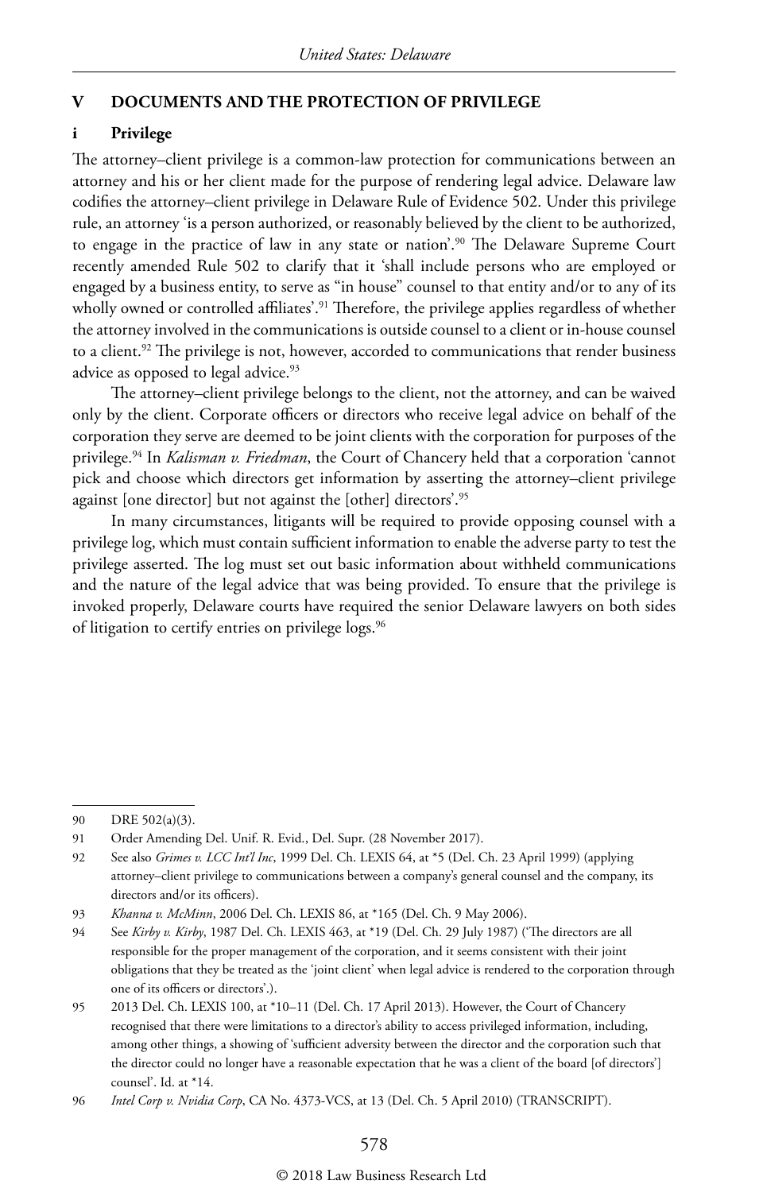## V DOCUMENTS AND THE PROTECTION OF PRIVILEGE

### i Privilege

The attorney–client privilege is a common-law protection for communications between an attorney and his or her client made for the purpose of rendering legal advice. Delaware law codifies the attorney–client privilege in Delaware Rule of Evidence 502. Under this privilege rule, an attorney 'is a person authorized, or reasonably believed by the client to be authorized, to engage in the practice of law in any state or nation'.[90] The Delaware Supreme Court recently amended Rule 502 to clarify that it 'shall include persons who are employed or engaged by a business entity, to serve as "in house" counsel to that entity and/or to any of its wholly owned or controlled affiliates'.[91] Therefore, the privilege applies regardless of whether the attorney involved in the communications is outside counsel to a client or in-house counsel to a client.[92] The privilege is not, however, accorded to communications that render business advice as opposed to legal advice.[93]

The attorney–client privilege belongs to the client, not the attorney, and can be waived only by the client. Corporate officers or directors who receive legal advice on behalf of the corporation they serve are deemed to be joint clients with the corporation for purposes of the privilege.[94] In *Kalisman v. Friedman*, the Court of Chancery held that a corporation 'cannot pick and choose which directors get information by asserting the attorney–client privilege against [one director] but not against the [other] directors'.[95]

In many circumstances, litigants will be required to provide opposing counsel with a privilege log, which must contain sufficient information to enable the adverse party to test the privilege asserted. The log must set out basic information about withheld communications and the nature of the legal advice that was being provided. To ensure that the privilege is invoked properly, Delaware courts have required the senior Delaware lawyers on both sides of litigation to certify entries on privilege logs.[96]

---

90 DRE 502(a)(3).

91 Order Amending Del. Unif. R. Evid., Del. Supr. (28 November 2017).

92 See also *Grimes v. LCC Int'l Inc*, 1999 Del. Ch. LEXIS 64, at *5 (Del. Ch. 23 April 1999) (applying attorney–client privilege to communications between a company's general counsel and the company, its directors and/or its officers).

93 *Khanna v. McMinn*, 2006 Del. Ch. LEXIS 86, at *165 (Del. Ch. 9 May 2006).

94 See *Kirby v. Kirby*, 1987 Del. Ch. LEXIS 463, at *19 (Del. Ch. 29 July 1987) ('The directors are all responsible for the proper management of the corporation, and it seems consistent with their joint obligations that they be treated as the 'joint client' when legal advice is rendered to the corporation through one of its officers or directors'.).

95 2013 Del. Ch. LEXIS 100, at *10–11 (Del. Ch. 17 April 2013). However, the Court of Chancery recognised that there were limitations to a director's ability to access privileged information, including, among other things, a showing of 'sufficient adversity between the director and the corporation such that the director could no longer have a reasonable expectation that he was a client of the board [of directors'] counsel'. Id. at *14.

96 *Intel Corp v. Nvidia Corp*, CA No. 4373-VCS, at 13 (Del. Ch. 5 April 2010) (TRANSCRIPT).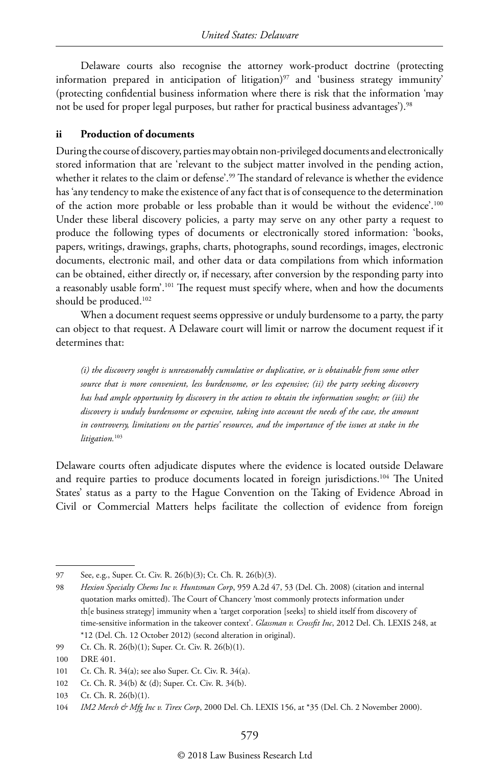Delaware courts also recognise the attorney work-product doctrine (protecting information prepared in anticipation of litigation)[97] and 'business strategy immunity' (protecting confidential business information where there is risk that the information 'may not be used for proper legal purposes, but rather for practical business advantages').[98]

### ii Production of documents

During the course of discovery, parties may obtain non-privileged documents and electronically stored information that are 'relevant to the subject matter involved in the pending action, whether it relates to the claim or defense'.[99] The standard of relevance is whether the evidence has 'any tendency to make the existence of any fact that is of consequence to the determination of the action more probable or less probable than it would be without the evidence'.[100] Under these liberal discovery policies, a party may serve on any other party a request to produce the following types of documents or electronically stored information: 'books, papers, writings, drawings, graphs, charts, photographs, sound recordings, images, electronic documents, electronic mail, and other data or data compilations from which information can be obtained, either directly or, if necessary, after conversion by the responding party into a reasonably usable form'.[101] The request must specify where, when and how the documents should be produced.[102]

When a document request seems oppressive or unduly burdensome to a party, the party can object to that request. A Delaware court will limit or narrow the document request if it determines that:

> *(i) the discovery sought is unreasonably cumulative or duplicative, or is obtainable from some other source that is more convenient, less burdensome, or less expensive; (ii) the party seeking discovery has had ample opportunity by discovery in the action to obtain the information sought; or (iii) the discovery is unduly burdensome or expensive, taking into account the needs of the case, the amount in controversy, limitations on the parties' resources, and the importance of the issues at stake in the litigation.*[103]

Delaware courts often adjudicate disputes where the evidence is located outside Delaware and require parties to produce documents located in foreign jurisdictions.[104] The United States' status as a party to the Hague Convention on the Taking of Evidence Abroad in Civil or Commercial Matters helps facilitate the collection of evidence from foreign

---

97 See, e.g., Super. Ct. Civ. R. 26(b)(3); Ct. Ch. R. 26(b)(3).

98 *Hexion Specialty Chems Inc v. Huntsman Corp*, 959 A.2d 47, 53 (Del. Ch. 2008) (citation and internal quotation marks omitted). The Court of Chancery 'most commonly protects information under th[e business strategy] immunity when a 'target corporation [seeks] to shield itself from discovery of time-sensitive information in the takeover context'. *Glassman v. Crossfit Inc*, 2012 Del. Ch. LEXIS 248, at *12 (Del. Ch. 12 October 2012) (second alteration in original).

99 Ct. Ch. R. 26(b)(1); Super. Ct. Civ. R. 26(b)(1).

100 DRE 401.

101 Ct. Ch. R. 34(a); see also Super. Ct. Civ. R. 34(a).

102 Ct. Ch. R. 34(b) & (d); Super. Ct. Civ. R. 34(b).

103 Ct. Ch. R. 26(b)(1).

104 *IM2 Merch & Mfg Inc v. Tirex Corp*, 2000 Del. Ch. LEXIS 156, at *35 (Del. Ch. 2 November 2000).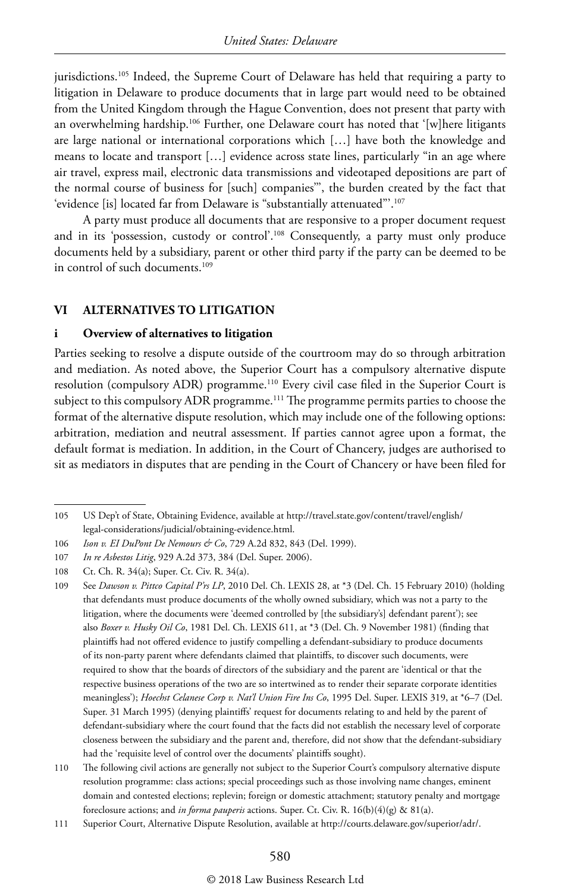jurisdictions.[105] Indeed, the Supreme Court of Delaware has held that requiring a party to litigation in Delaware to produce documents that in large part would need to be obtained from the United Kingdom through the Hague Convention, does not present that party with an overwhelming hardship.[106] Further, one Delaware court has noted that '[w]here litigants are large national or international corporations which […] have both the knowledge and means to locate and transport […] evidence across state lines, particularly "in an age where air travel, express mail, electronic data transmissions and videotaped depositions are part of the normal course of business for [such] companies"', the burden created by the fact that 'evidence [is] located far from Delaware is "substantially attenuated"'.[107]

A party must produce all documents that are responsive to a proper document request and in its 'possession, custody or control'.[108] Consequently, a party must only produce documents held by a subsidiary, parent or other third party if the party can be deemed to be in control of such documents.[109]

## VI ALTERNATIVES TO LITIGATION

### i Overview of alternatives to litigation

Parties seeking to resolve a dispute outside of the courtroom may do so through arbitration and mediation. As noted above, the Superior Court has a compulsory alternative dispute resolution (compulsory ADR) programme.[110] Every civil case filed in the Superior Court is subject to this compulsory ADR programme.[111] The programme permits parties to choose the format of the alternative dispute resolution, which may include one of the following options: arbitration, mediation and neutral assessment. If parties cannot agree upon a format, the default format is mediation. In addition, in the Court of Chancery, judges are authorised to sit as mediators in disputes that are pending in the Court of Chancery or have been filed for

---

105 US Dep't of State, Obtaining Evidence, available at http://travel.state.gov/content/travel/english/legal-considerations/judicial/obtaining-evidence.html.

106 *Ison v. EI DuPont De Nemours & Co*, 729 A.2d 832, 843 (Del. 1999).

107 *In re Asbestos Litig*, 929 A.2d 373, 384 (Del. Super. 2006).

108 Ct. Ch. R. 34(a); Super. Ct. Civ. R. 34(a).

109 See *Dawson v. Pittco Capital P'rs LP*, 2010 Del. Ch. LEXIS 28, at *3 (Del. Ch. 15 February 2010) (holding that defendants must produce documents of the wholly owned subsidiary, which was not a party to the litigation, where the documents were 'deemed controlled by [the subsidiary's] defendant parent'); see also *Boxer v. Husky Oil Co*, 1981 Del. Ch. LEXIS 611, at *3 (Del. Ch. 9 November 1981) (finding that plaintiffs had not offered evidence to justify compelling a defendant-subsidiary to produce documents of its non-party parent where defendants claimed that plaintiffs, to discover such documents, were required to show that the boards of directors of the subsidiary and the parent are 'identical or that the respective business operations of the two are so intertwined as to render their separate corporate identities meaningless'); *Hoechst Celanese Corp v. Nat'l Union Fire Ins Co*, 1995 Del. Super. LEXIS 319, at *6–7 (Del. Super. 31 March 1995) (denying plaintiffs' request for documents relating to and held by the parent of defendant-subsidiary where the court found that the facts did not establish the necessary level of corporate closeness between the subsidiary and the parent and, therefore, did not show that the defendant-subsidiary had the 'requisite level of control over the documents' plaintiffs sought).

110 The following civil actions are generally not subject to the Superior Court's compulsory alternative dispute resolution programme: class actions; special proceedings such as those involving name changes, eminent domain and contested elections; replevin; foreign or domestic attachment; statutory penalty and mortgage foreclosure actions; and *in forma pauperis* actions. Super. Ct. Civ. R. 16(b)(4)(g) & 81(a).

111 Superior Court, Alternative Dispute Resolution, available at http://courts.delaware.gov/superior/adr/.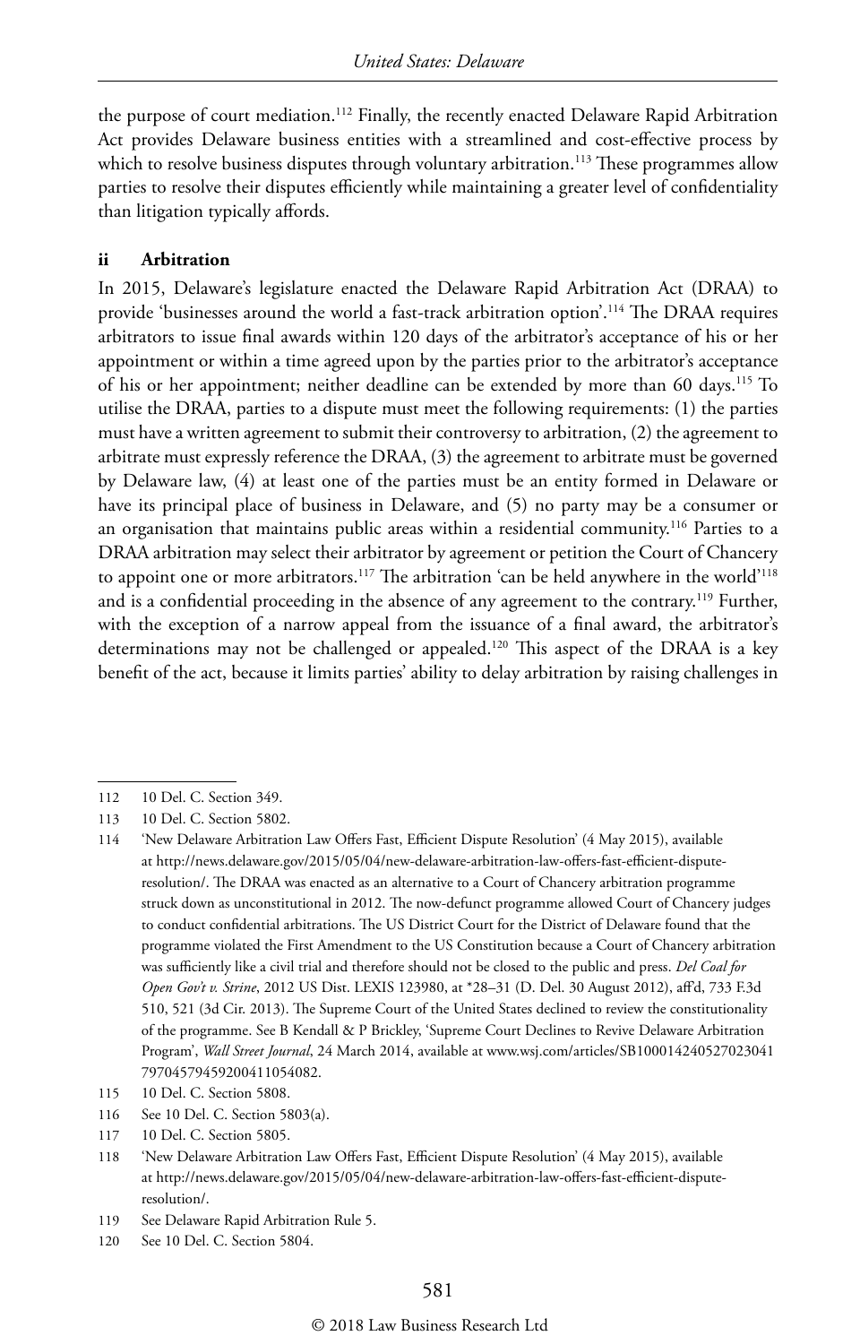the purpose of court mediation.[112] Finally, the recently enacted Delaware Rapid Arbitration Act provides Delaware business entities with a streamlined and cost-effective process by which to resolve business disputes through voluntary arbitration.[113] These programmes allow parties to resolve their disputes efficiently while maintaining a greater level of confidentiality than litigation typically affords.

#### ii Arbitration

In 2015, Delaware's legislature enacted the Delaware Rapid Arbitration Act (DRAA) to provide 'businesses around the world a fast-track arbitration option'.[114] The DRAA requires arbitrators to issue final awards within 120 days of the arbitrator's acceptance of his or her appointment or within a time agreed upon by the parties prior to the arbitrator's acceptance of his or her appointment; neither deadline can be extended by more than 60 days.[115] To utilise the DRAA, parties to a dispute must meet the following requirements: (1) the parties must have a written agreement to submit their controversy to arbitration, (2) the agreement to arbitrate must expressly reference the DRAA, (3) the agreement to arbitrate must be governed by Delaware law, (4) at least one of the parties must be an entity formed in Delaware or have its principal place of business in Delaware, and (5) no party may be a consumer or an organisation that maintains public areas within a residential community.[116] Parties to a DRAA arbitration may select their arbitrator by agreement or petition the Court of Chancery to appoint one or more arbitrators.[117] The arbitration 'can be held anywhere in the world'[118] and is a confidential proceeding in the absence of any agreement to the contrary.[119] Further, with the exception of a narrow appeal from the issuance of a final award, the arbitrator's determinations may not be challenged or appealed.[120] This aspect of the DRAA is a key benefit of the act, because it limits parties' ability to delay arbitration by raising challenges in

---

112 10 Del. C. Section 349.

113 10 Del. C. Section 5802.

114 'New Delaware Arbitration Law Offers Fast, Efficient Dispute Resolution' (4 May 2015), available at http://news.delaware.gov/2015/05/04/new-delaware-arbitration-law-offers-fast-efficient-dispute-resolution/. The DRAA was enacted as an alternative to a Court of Chancery arbitration programme struck down as unconstitutional in 2012. The now-defunct programme allowed Court of Chancery judges to conduct confidential arbitrations. The US District Court for the District of Delaware found that the programme violated the First Amendment to the US Constitution because a Court of Chancery arbitration was sufficiently like a civil trial and therefore should not be closed to the public and press. *Del Coal for Open Gov't v. Strine*, 2012 US Dist. LEXIS 123980, at *28–31 (D. Del. 30 August 2012), aff'd, 733 F.3d 510, 521 (3d Cir. 2013). The Supreme Court of the United States declined to review the constitutionality of the programme. See B Kendall & P Brickley, 'Supreme Court Declines to Revive Delaware Arbitration Program', *Wall Street Journal*, 24 March 2014, available at www.wsj.com/articles/SB10001424052702304179704579459200411054082.

115 10 Del. C. Section 5808.

116 See 10 Del. C. Section 5803(a).

117 10 Del. C. Section 5805.

118 'New Delaware Arbitration Law Offers Fast, Efficient Dispute Resolution' (4 May 2015), available at http://news.delaware.gov/2015/05/04/new-delaware-arbitration-law-offers-fast-efficient-dispute-resolution/.

119 See Delaware Rapid Arbitration Rule 5.

120 See 10 Del. C. Section 5804.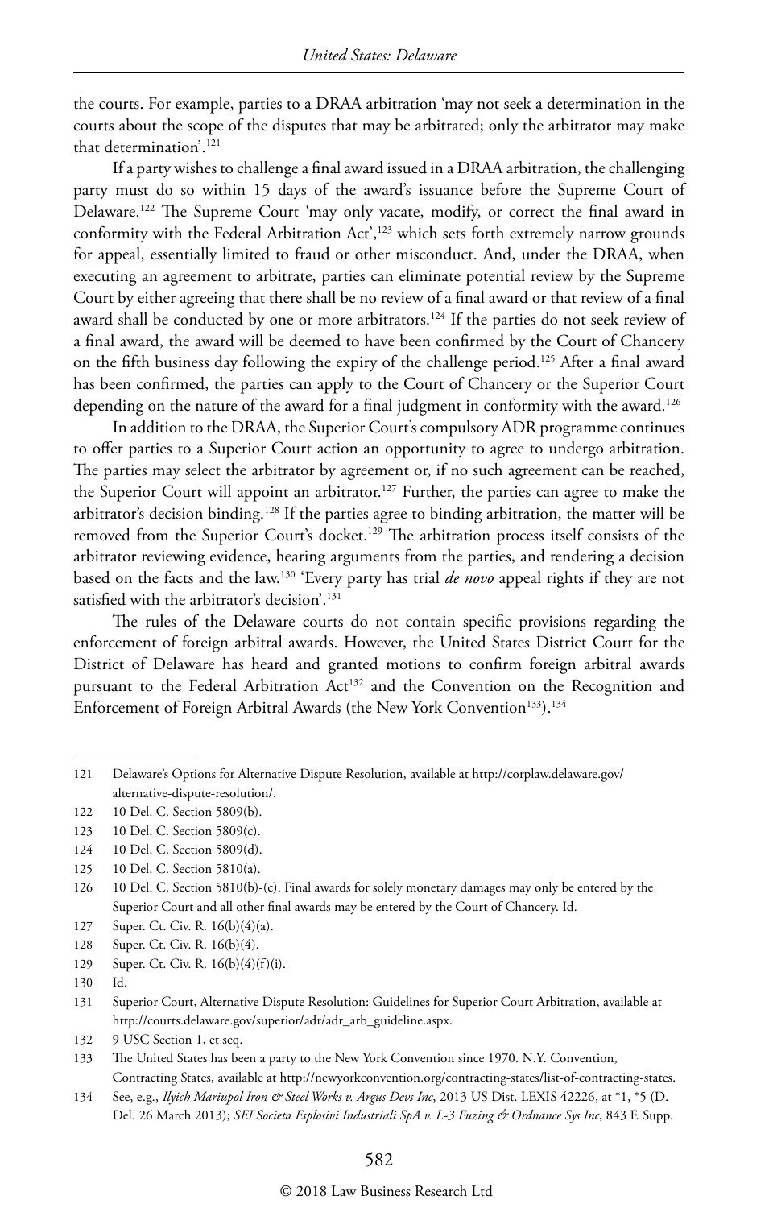the courts. For example, parties to a DRAA arbitration 'may not seek a determination in the courts about the scope of the disputes that may be arbitrated; only the arbitrator may make that determination'.[121]

If a party wishes to challenge a final award issued in a DRAA arbitration, the challenging party must do so within 15 days of the award's issuance before the Supreme Court of Delaware.[122] The Supreme Court 'may only vacate, modify, or correct the final award in conformity with the Federal Arbitration Act',[123] which sets forth extremely narrow grounds for appeal, essentially limited to fraud or other misconduct. And, under the DRAA, when executing an agreement to arbitrate, parties can eliminate potential review by the Supreme Court by either agreeing that there shall be no review of a final award or that review of a final award shall be conducted by one or more arbitrators.[124] If the parties do not seek review of a final award, the award will be deemed to have been confirmed by the Court of Chancery on the fifth business day following the expiry of the challenge period.[125] After a final award has been confirmed, the parties can apply to the Court of Chancery or the Superior Court depending on the nature of the award for a final judgment in conformity with the award.[126]

In addition to the DRAA, the Superior Court's compulsory ADR programme continues to offer parties to a Superior Court action an opportunity to agree to undergo arbitration. The parties may select the arbitrator by agreement or, if no such agreement can be reached, the Superior Court will appoint an arbitrator.[127] Further, the parties can agree to make the arbitrator's decision binding.[128] If the parties agree to binding arbitration, the matter will be removed from the Superior Court's docket.[129] The arbitration process itself consists of the arbitrator reviewing evidence, hearing arguments from the parties, and rendering a decision based on the facts and the law.[130] 'Every party has trial *de novo* appeal rights if they are not satisfied with the arbitrator's decision'.[131]

The rules of the Delaware courts do not contain specific provisions regarding the enforcement of foreign arbitral awards. However, the United States District Court for the District of Delaware has heard and granted motions to confirm foreign arbitral awards pursuant to the Federal Arbitration Act[132] and the Convention on the Recognition and Enforcement of Foreign Arbitral Awards (the New York Convention[133]).[134]

---

121 Delaware's Options for Alternative Dispute Resolution, available at http://corplaw.delaware.gov/alternative-dispute-resolution/.

122 10 Del. C. Section 5809(b).

123 10 Del. C. Section 5809(c).

124 10 Del. C. Section 5809(d).

125 10 Del. C. Section 5810(a).

126 10 Del. C. Section 5810(b)-(c). Final awards for solely monetary damages may only be entered by the Superior Court and all other final awards may be entered by the Court of Chancery. Id.

127 Super. Ct. Civ. R. 16(b)(4)(a).

128 Super. Ct. Civ. R. 16(b)(4).

129 Super. Ct. Civ. R. 16(b)(4)(f)(i).

130 Id.

131 Superior Court, Alternative Dispute Resolution: Guidelines for Superior Court Arbitration, available at http://courts.delaware.gov/superior/adr/adr_arb_guideline.aspx.

132 9 USC Section 1, et seq.

133 The United States has been a party to the New York Convention since 1970. N.Y. Convention, Contracting States, available at http://newyorkconvention.org/contracting-states/list-of-contracting-states.

134 See, e.g., *Ilyich Mariupol Iron & Steel Works v. Argus Devs Inc*, 2013 US Dist. LEXIS 42226, at *1, *5 (D. Del. 26 March 2013); *SEI Societa Esplosivi Industriali SpA v. L-3 Fuzing & Ordnance Sys Inc*, 843 F. Supp.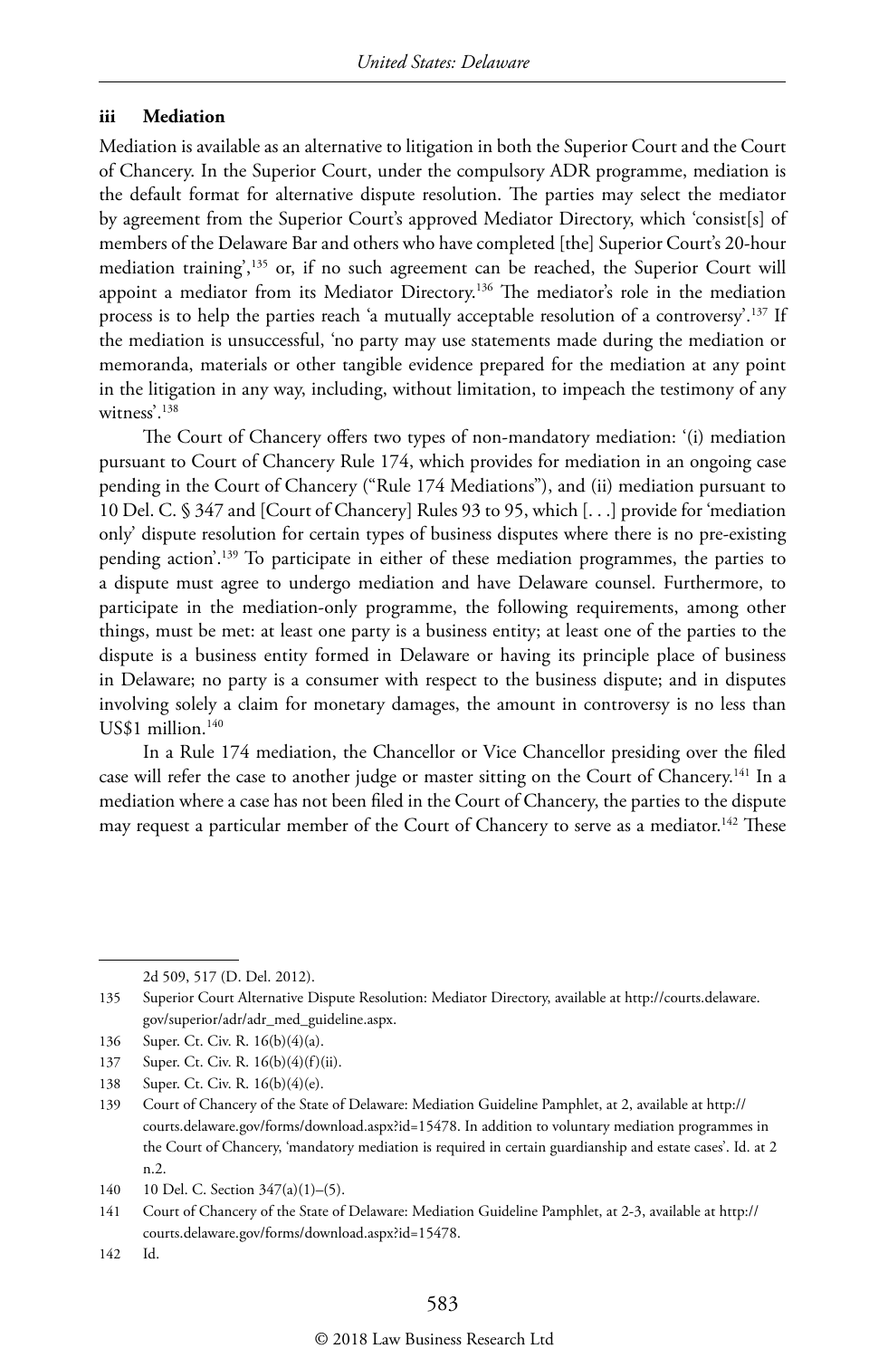### iii Mediation

Mediation is available as an alternative to litigation in both the Superior Court and the Court of Chancery. In the Superior Court, under the compulsory ADR programme, mediation is the default format for alternative dispute resolution. The parties may select the mediator by agreement from the Superior Court's approved Mediator Directory, which 'consist[s] of members of the Delaware Bar and others who have completed [the] Superior Court's 20-hour mediation training',[135] or, if no such agreement can be reached, the Superior Court will appoint a mediator from its Mediator Directory.[136] The mediator's role in the mediation process is to help the parties reach 'a mutually acceptable resolution of a controversy'.[137] If the mediation is unsuccessful, 'no party may use statements made during the mediation or memoranda, materials or other tangible evidence prepared for the mediation at any point in the litigation in any way, including, without limitation, to impeach the testimony of any witness'.[138]

The Court of Chancery offers two types of non-mandatory mediation: '(i) mediation pursuant to Court of Chancery Rule 174, which provides for mediation in an ongoing case pending in the Court of Chancery ("Rule 174 Mediations"), and (ii) mediation pursuant to 10 Del. C. § 347 and [Court of Chancery] Rules 93 to 95, which [. . .] provide for 'mediation only' dispute resolution for certain types of business disputes where there is no pre-existing pending action'.[139] To participate in either of these mediation programmes, the parties to a dispute must agree to undergo mediation and have Delaware counsel. Furthermore, to participate in the mediation-only programme, the following requirements, among other things, must be met: at least one party is a business entity; at least one of the parties to the dispute is a business entity formed in Delaware or having its principle place of business in Delaware; no party is a consumer with respect to the business dispute; and in disputes involving solely a claim for monetary damages, the amount in controversy is no less than US$1 million.[140]

In a Rule 174 mediation, the Chancellor or Vice Chancellor presiding over the filed case will refer the case to another judge or master sitting on the Court of Chancery.[141] In a mediation where a case has not been filed in the Court of Chancery, the parties to the dispute may request a particular member of the Court of Chancery to serve as a mediator.[142] These

2d 509, 517 (D. Del. 2012).

135 Superior Court Alternative Dispute Resolution: Mediator Directory, available at http://courts.delaware.gov/superior/adr/adr_med_guideline.aspx.

136 Super. Ct. Civ. R. 16(b)(4)(a).

137 Super. Ct. Civ. R. 16(b)(4)(f)(ii).

138 Super. Ct. Civ. R. 16(b)(4)(e).

139 Court of Chancery of the State of Delaware: Mediation Guideline Pamphlet, at 2, available at http://courts.delaware.gov/forms/download.aspx?id=15478. In addition to voluntary mediation programmes in the Court of Chancery, 'mandatory mediation is required in certain guardianship and estate cases'. Id. at 2 n.2.

140 10 Del. C. Section 347(a)(1)–(5).

141 Court of Chancery of the State of Delaware: Mediation Guideline Pamphlet, at 2-3, available at http://courts.delaware.gov/forms/download.aspx?id=15478.

142 Id.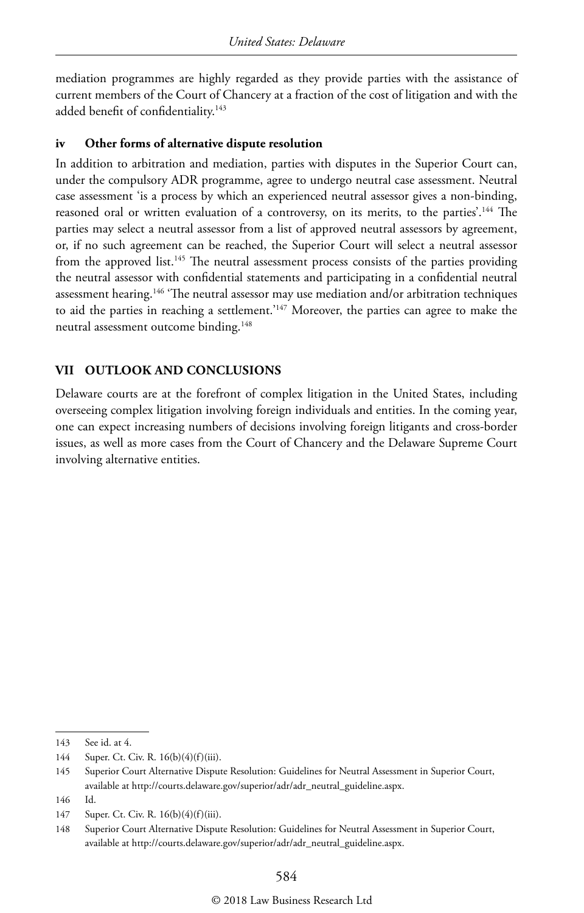mediation programmes are highly regarded as they provide parties with the assistance of current members of the Court of Chancery at a fraction of the cost of litigation and with the added benefit of confidentiality.[143]

### iv Other forms of alternative dispute resolution

In addition to arbitration and mediation, parties with disputes in the Superior Court can, under the compulsory ADR programme, agree to undergo neutral case assessment. Neutral case assessment 'is a process by which an experienced neutral assessor gives a non-binding, reasoned oral or written evaluation of a controversy, on its merits, to the parties'.[144] The parties may select a neutral assessor from a list of approved neutral assessors by agreement, or, if no such agreement can be reached, the Superior Court will select a neutral assessor from the approved list.[145] The neutral assessment process consists of the parties providing the neutral assessor with confidential statements and participating in a confidential neutral assessment hearing.[146] 'The neutral assessor may use mediation and/or arbitration techniques to aid the parties in reaching a settlement.'[147] Moreover, the parties can agree to make the neutral assessment outcome binding.[148]

## VII OUTLOOK AND CONCLUSIONS

Delaware courts are at the forefront of complex litigation in the United States, including overseeing complex litigation involving foreign individuals and entities. In the coming year, one can expect increasing numbers of decisions involving foreign litigants and cross-border issues, as well as more cases from the Court of Chancery and the Delaware Supreme Court involving alternative entities.

---

143 See id. at 4.

144 Super. Ct. Civ. R. 16(b)(4)(f)(iii).

145 Superior Court Alternative Dispute Resolution: Guidelines for Neutral Assessment in Superior Court, available at http://courts.delaware.gov/superior/adr/adr_neutral_guideline.aspx.

146 Id.

147 Super. Ct. Civ. R. 16(b)(4)(f)(iii).

148 Superior Court Alternative Dispute Resolution: Guidelines for Neutral Assessment in Superior Court, available at http://courts.delaware.gov/superior/adr/adr_neutral_guideline.aspx.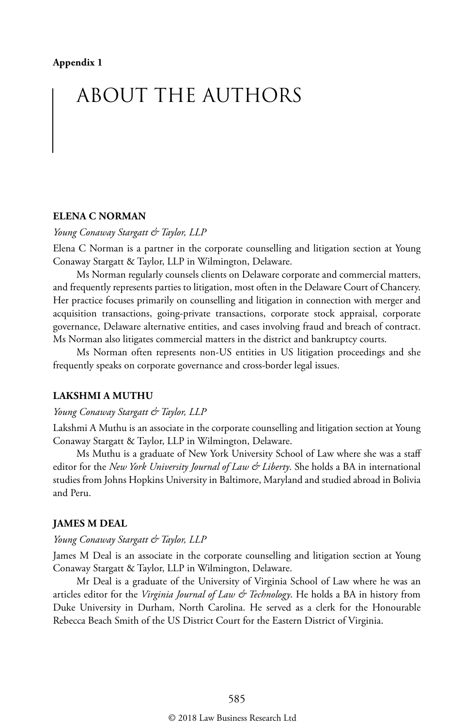**Appendix 1**

# ABOUT THE AUTHORS

### ELENA C NORMAN

*Young Conaway Stargatt & Taylor, LLP*

Elena C Norman is a partner in the corporate counselling and litigation section at Young Conaway Stargatt & Taylor, LLP in Wilmington, Delaware.

Ms Norman regularly counsels clients on Delaware corporate and commercial matters, and frequently represents parties to litigation, most often in the Delaware Court of Chancery. Her practice focuses primarily on counselling and litigation in connection with merger and acquisition transactions, going-private transactions, corporate stock appraisal, corporate governance, Delaware alternative entities, and cases involving fraud and breach of contract. Ms Norman also litigates commercial matters in the district and bankruptcy courts.

Ms Norman often represents non-US entities in US litigation proceedings and she frequently speaks on corporate governance and cross-border legal issues.

### LAKSHMI A MUTHU

*Young Conaway Stargatt & Taylor, LLP*

Lakshmi A Muthu is an associate in the corporate counselling and litigation section at Young Conaway Stargatt & Taylor, LLP in Wilmington, Delaware.

Ms Muthu is a graduate of New York University School of Law where she was a staff editor for the *New York University Journal of Law & Liberty*. She holds a BA in international studies from Johns Hopkins University in Baltimore, Maryland and studied abroad in Bolivia and Peru.

### JAMES M DEAL

*Young Conaway Stargatt & Taylor, LLP*

James M Deal is an associate in the corporate counselling and litigation section at Young Conaway Stargatt & Taylor, LLP in Wilmington, Delaware.

Mr Deal is a graduate of the University of Virginia School of Law where he was an articles editor for the *Virginia Journal of Law & Technology*. He holds a BA in history from Duke University in Durham, North Carolina. He served as a clerk for the Honourable Rebecca Beach Smith of the US District Court for the Eastern District of Virginia.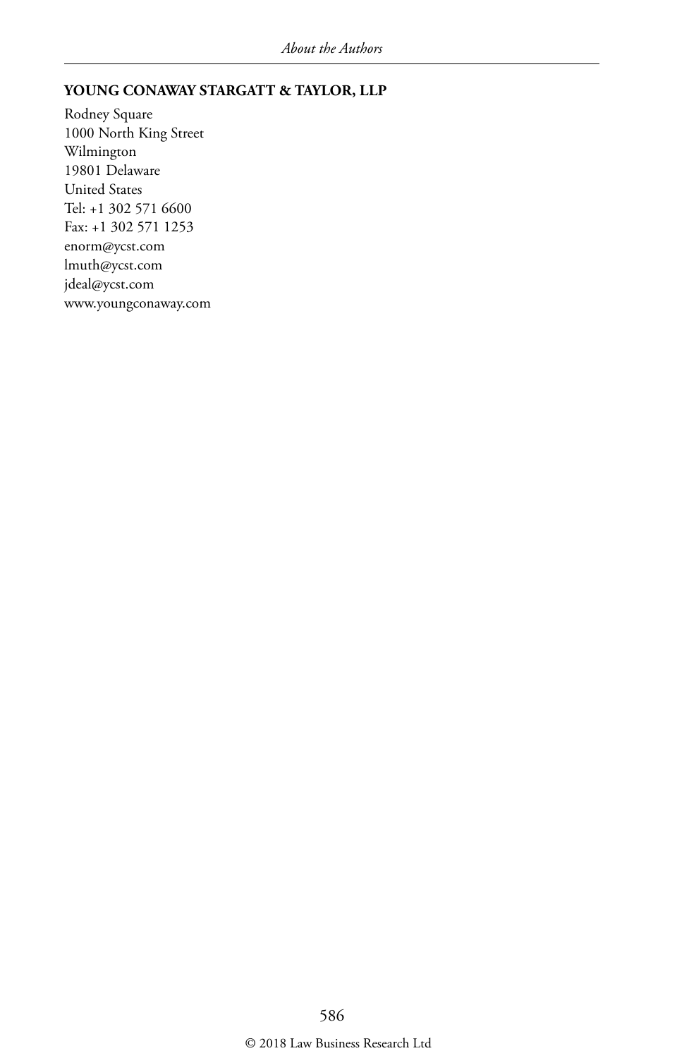**YOUNG CONAWAY STARGATT & TAYLOR, LLP**

Rodney Square  
1000 North King Street  
Wilmington  
19801 Delaware  
United States  
Tel: +1 302 571 6600  
Fax: +1 302 571 1253  
enorm@ycst.com  
lmuth@ycst.com  
jdeal@ycst.com  
www.youngconaway.com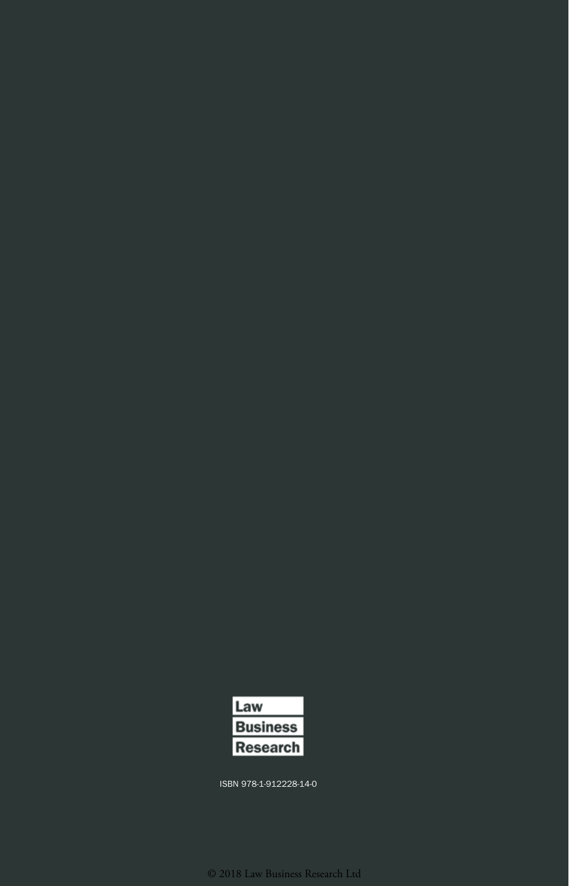Law
Business
Research

ISBN 978-1-912228-14-0

© 2018 Law Business Research Ltd